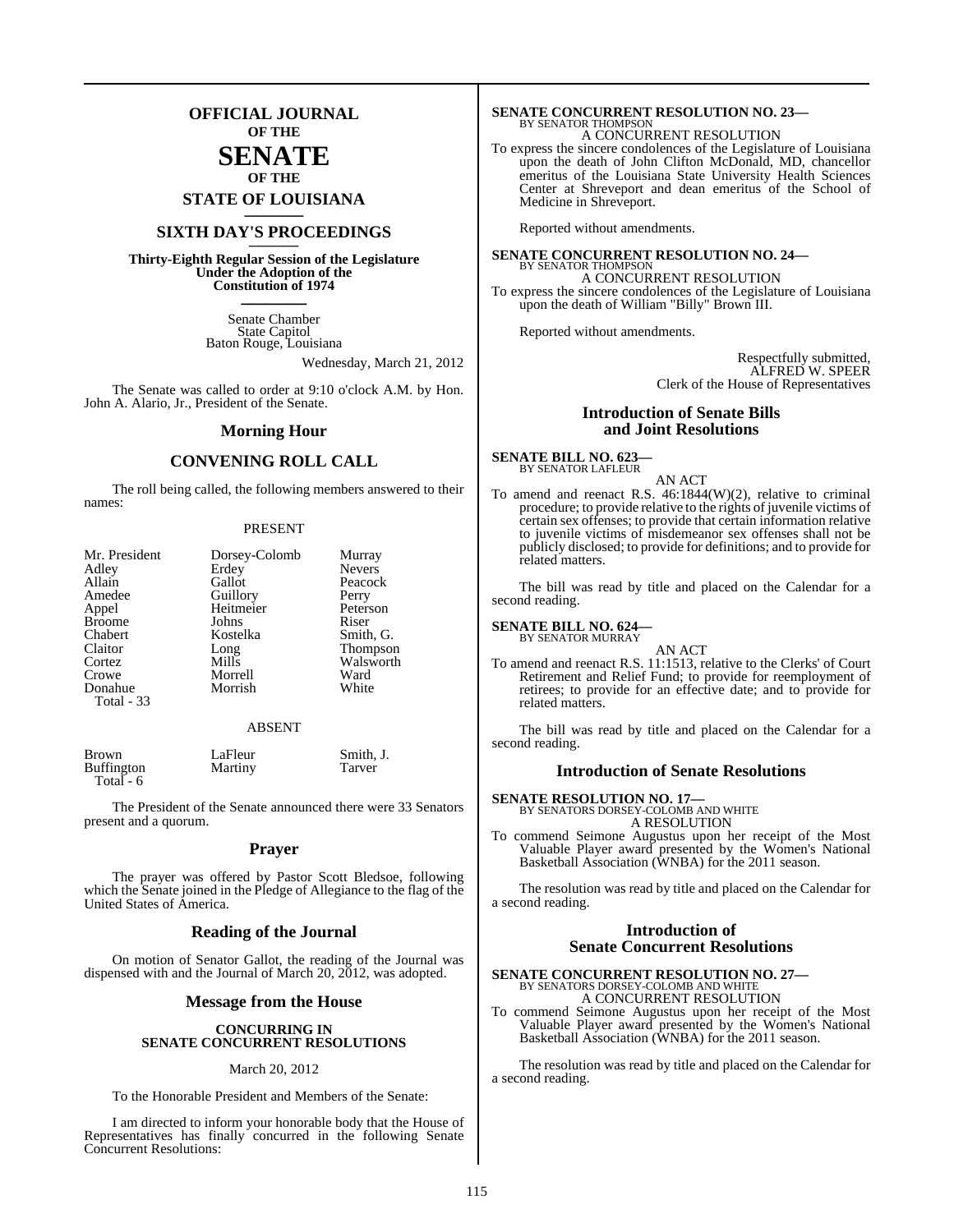# OFFICIAL JOURNAL
## OF THE
# SENATE
## OF THE
## STATE OF LOUISIANA

# SIXTH DAY'S PROCEEDINGS

**Thirty-Eighth Regular Session of the Legislature Under the Adoption of the Constitution of 1974**

Senate Chamber
State Capitol
Baton Rouge, Louisiana

Wednesday, March 21, 2012

The Senate was called to order at 9:10 o'clock A.M. by Hon. John A. Alario, Jr., President of the Senate.

## Morning Hour

## CONVENING ROLL CALL

The roll being called, the following members answered to their names:

PRESENT

| | | |
|---|---|---|
| Mr. President | Dorsey-Colomb | Murray |
| Adley | Erdey | Nevers |
| Allain | Gallot | Peacock |
| Amedee | Guillory | Perry |
| Appel | Heitmeier | Peterson |
| Broome | Johns | Riser |
| Chabert | Kostelka | Smith, G. |
| Claitor | Long | Thompson |
| Cortez | Mills | Walsworth |
| Crowe | Morrell | Ward |
| Donahue | Morrish | White |

Total - 33

ABSENT

| | | |
|---|---|---|
| Brown | LaFleur | Smith, J. |
| Buffington | Martiny | Tarver |

Total - 6

The President of the Senate announced there were 33 Senators present and a quorum.

## Prayer

The prayer was offered by Pastor Scott Bledsoe, following which the Senate joined in the Pledge of Allegiance to the flag of the United States of America.

## Reading of the Journal

On motion of Senator Gallot, the reading of the Journal was dispensed with and the Journal of March 20, 2012, was adopted.

## Message from the House

**CONCURRING IN SENATE CONCURRENT RESOLUTIONS**

March 20, 2012

To the Honorable President and Members of the Senate:

I am directed to inform your honorable body that the House of Representatives has finally concurred in the following Senate Concurrent Resolutions:

**SENATE CONCURRENT RESOLUTION NO. 23—**
BY SENATOR THOMPSON
A CONCURRENT RESOLUTION

To express the sincere condolences of the Legislature of Louisiana upon the death of John Clifton McDonald, MD, chancellor emeritus of the Louisiana State University Health Sciences Center at Shreveport and dean emeritus of the School of Medicine in Shreveport.

Reported without amendments.

**SENATE CONCURRENT RESOLUTION NO. 24—**
BY SENATOR THOMPSON
A CONCURRENT RESOLUTION

To express the sincere condolences of the Legislature of Louisiana upon the death of William "Billy" Brown III.

Reported without amendments.

Respectfully submitted,
ALFRED W. SPEER
Clerk of the House of Representatives

## Introduction of Senate Bills and Joint Resolutions

**SENATE BILL NO. 623—**
BY SENATOR LAFLEUR
AN ACT

To amend and reenact R.S. 46:1844(W)(2), relative to criminal procedure; to provide relative to the rights of juvenile victims of certain sex offenses; to provide that certain information relative to juvenile victims of misdemeanor sex offenses shall not be publicly disclosed; to provide for definitions; and to provide for related matters.

The bill was read by title and placed on the Calendar for a second reading.

**SENATE BILL NO. 624—**
BY SENATOR MURRAY
AN ACT

To amend and reenact R.S. 11:1513, relative to the Clerks' of Court Retirement and Relief Fund; to provide for reemployment of retirees; to provide for an effective date; and to provide for related matters.

The bill was read by title and placed on the Calendar for a second reading.

## Introduction of Senate Resolutions

**SENATE RESOLUTION NO. 17—**
BY SENATORS DORSEY-COLOMB AND WHITE
A RESOLUTION

To commend Seimone Augustus upon her receipt of the Most Valuable Player award presented by the Women's National Basketball Association (WNBA) for the 2011 season.

The resolution was read by title and placed on the Calendar for a second reading.

## Introduction of Senate Concurrent Resolutions

**SENATE CONCURRENT RESOLUTION NO. 27—**
BY SENATORS DORSEY-COLOMB AND WHITE
A CONCURRENT RESOLUTION

To commend Seimone Augustus upon her receipt of the Most Valuable Player award presented by the Women's National Basketball Association (WNBA) for the 2011 season.

The resolution was read by title and placed on the Calendar for a second reading.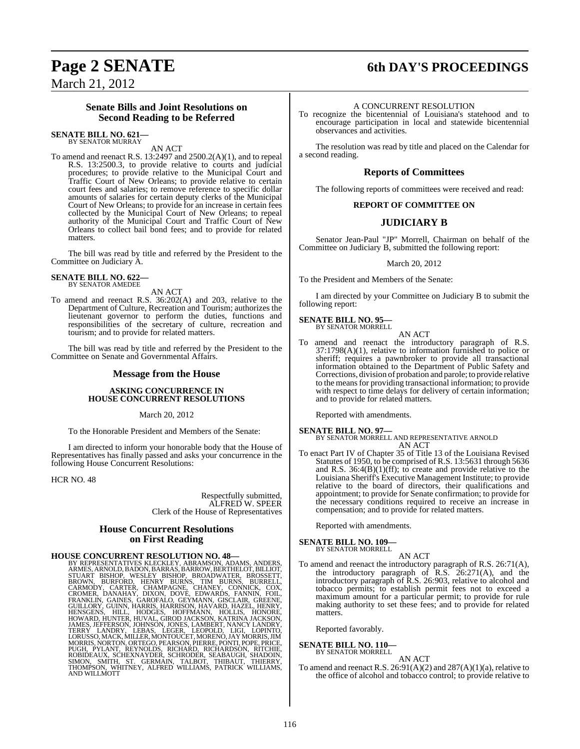### Senate Bills and Joint Resolutions on Second Reading to be Referred

**SENATE BILL NO. 621—**
BY SENATOR MURRAY

AN ACT

To amend and reenact R.S. 13:2497 and 2500.2(A)(1), and to repeal R.S. 13:2500.3, to provide relative to courts and judicial procedures; to provide relative to the Municipal Court and Traffic Court of New Orleans; to provide relative to certain court fees and salaries; to remove reference to specific dollar amounts of salaries for certain deputy clerks of the Municipal Court of New Orleans; to provide for an increase in certain fees collected by the Municipal Court of New Orleans; to repeal authority of the Municipal Court and Traffic Court of New Orleans to collect bail bond fees; and to provide for related matters.

The bill was read by title and referred by the President to the Committee on Judiciary A.

**SENATE BILL NO. 622—**
BY SENATOR AMEDEE

AN ACT

To amend and reenact R.S. 36:202(A) and 203, relative to the Department of Culture, Recreation and Tourism; authorizes the lieutenant governor to perform the duties, functions and responsibilities of the secretary of culture, recreation and tourism; and to provide for related matters.

The bill was read by title and referred by the President to the Committee on Senate and Governmental Affairs.

### Message from the House

**ASKING CONCURRENCE IN HOUSE CONCURRENT RESOLUTIONS**

March 20, 2012

To the Honorable President and Members of the Senate:

I am directed to inform your honorable body that the House of Representatives has finally passed and asks your concurrence in the following House Concurrent Resolutions:

HCR NO. 48

Respectfully submitted,
ALFRED W. SPEER
Clerk of the House of Representatives

### House Concurrent Resolutions on First Reading

**HOUSE CONCURRENT RESOLUTION NO. 48—**
BY REPRESENTATIVES KLECKLEY, ABRAMSON, ADAMS, ANDERS, ARMES, ARNOLD, BADON, BARRAS, BARROW, BERTHELOT, BILLIOT, STUART BISHOP, WESLEY BISHOP, BROADWATER, BROSSETT, BROWN, BURFORD, HENRY BURNS, TIM BURNS, BURRELL, CARMODY, CARTER, CHAMPAGNE, CHANEY, CONNICK, COX, CROMER, DANAHAY, DIXON, DOVE, EDWARDS, FANNIN, FOIL, FRANKLIN, GAINES, GAROFALO, GEYMANN, GISCLAIR, GREENE, GUILLORY, GUINN, HARRIS, HARRISON, HAVARD, HAZEL, HENRY, HENSGENS, HILL, HODGES, HOFFMANN, HOLLIS, HONORE, HOWARD, HUNTER, HUVAL, GIROD JACKSON, KATRINA JACKSON, JAMES, JEFFERSON, JOHNSON, JONES, LAMBERT, NANCY LANDRY, TERRY LANDRY, LEBAS, LEGER, LEOPOLD, LIGI, LOPINTO, LORUSSO, MACK, MILLER, MONTOUCET, MORENO, JAY MORRIS, JIM MORRIS, NORTON, ORTEGO, PEARSON, PIERRE, PONTI, POPE, PRICE, PUGH, PYLANT, REYNOLDS, RICHARD, RICHARDSON, RITCHIE, ROBIDEAUX, SCHEXNAYDER, SCHRODER, SEABAUGH, SHADOIN, SIMON, SMITH, ST. GERMAIN, TALBOT, THIBAUT, THIERRY, THOMPSON, WHITNEY, ALFRED WILLIAMS, PATRICK WILLIAMS, AND WILLMOTT

A CONCURRENT RESOLUTION

To recognize the bicentennial of Louisiana's statehood and to encourage participation in local and statewide bicentennial observances and activities.

The resolution was read by title and placed on the Calendar for a second reading.

### Reports of Committees

The following reports of committees were received and read:

**REPORT OF COMMITTEE ON**

## JUDICIARY B

Senator Jean-Paul "JP" Morrell, Chairman on behalf of the Committee on Judiciary B, submitted the following report:

March 20, 2012

To the President and Members of the Senate:

I am directed by your Committee on Judiciary B to submit the following report:

**SENATE BILL NO. 95—**
BY SENATOR MORRELL

AN ACT

To amend and reenact the introductory paragraph of R.S. 37:1798(A)(1), relative to information furnished to police or sheriff; requires a pawnbroker to provide all transactional information obtained to the Department of Public Safety and Corrections, division of probation and parole; to provide relative to the means for providing transactional information; to provide with respect to time delays for delivery of certain information; and to provide for related matters.

Reported with amendments.

**SENATE BILL NO. 97—**
BY SENATOR MORRELL AND REPRESENTATIVE ARNOLD

AN ACT

To enact Part IV of Chapter 35 of Title 13 of the Louisiana Revised Statutes of 1950, to be comprised of R.S. 13:5631 through 5636 and R.S. 36:4(B)(1)(ff); to create and provide relative to the Louisiana Sheriff's Executive Management Institute; to provide relative to the board of directors, their qualifications and appointment; to provide for Senate confirmation; to provide for the necessary conditions required to receive an increase in compensation; and to provide for related matters.

Reported with amendments.

**SENATE BILL NO. 109—**
BY SENATOR MORRELL

AN ACT

To amend and reenact the introductory paragraph of R.S. 26:71(A), the introductory paragraph of R.S. 26:271(A), and the introductory paragraph of R.S. 26:903, relative to alcohol and tobacco permits; to establish permit fees not to exceed a maximum amount for a particular permit; to provide for rule making authority to set these fees; and to provide for related matters.

Reported favorably.

**SENATE BILL NO. 110—**
BY SENATOR MORRELL

AN ACT

To amend and reenact R.S. 26:91(A)(2) and 287(A)(1)(a), relative to the office of alcohol and tobacco control; to provide relative to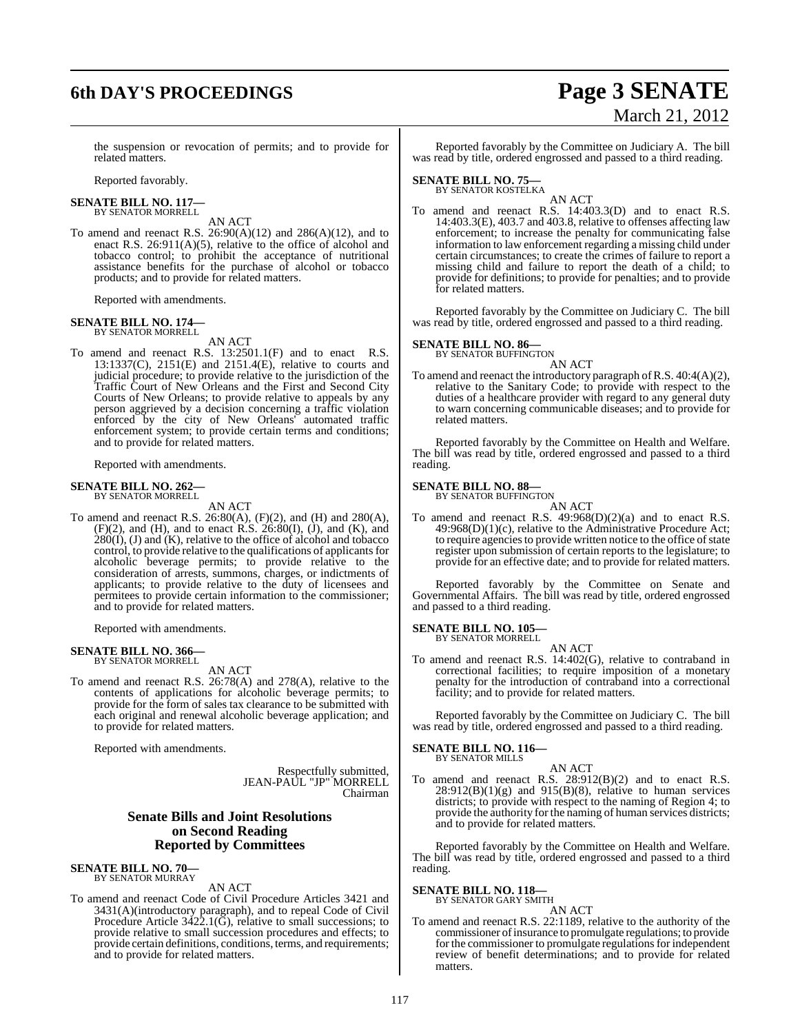the suspension or revocation of permits; and to provide for related matters.

Reported favorably.

**SENATE BILL NO. 117—**
BY SENATOR MORRELL

AN ACT

To amend and reenact R.S. 26:90(A)(12) and 286(A)(12), and to enact R.S. 26:911(A)(5), relative to the office of alcohol and tobacco control; to prohibit the acceptance of nutritional assistance benefits for the purchase of alcohol or tobacco products; and to provide for related matters.

Reported with amendments.

**SENATE BILL NO. 174—**
BY SENATOR MORRELL

AN ACT

To amend and reenact R.S. 13:2501.1(F) and to enact R.S. 13:1337(C), 2151(E) and 2151.4(E), relative to courts and judicial procedure; to provide relative to the jurisdiction of the Traffic Court of New Orleans and the First and Second City Courts of New Orleans; to provide relative to appeals by any person aggrieved by a decision concerning a traffic violation enforced by the city of New Orleans' automated traffic enforcement system; to provide certain terms and conditions; and to provide for related matters.

Reported with amendments.

**SENATE BILL NO. 262—**
BY SENATOR MORRELL

AN ACT

To amend and reenact R.S. 26:80(A), (F)(2), and (H) and 280(A), (F)(2), and (H), and to enact R.S. 26:80(I), (J), and (K), and 280(I), (J) and (K), relative to the office of alcohol and tobacco control, to provide relative to the qualifications of applicants for alcoholic beverage permits; to provide relative to the consideration of arrests, summons, charges, or indictments of applicants; to provide relative to the duty of licensees and permitees to provide certain information to the commissioner; and to provide for related matters.

Reported with amendments.

**SENATE BILL NO. 366—**
BY SENATOR MORRELL

AN ACT

To amend and reenact R.S. 26:78(A) and 278(A), relative to the contents of applications for alcoholic beverage permits; to provide for the form of sales tax clearance to be submitted with each original and renewal alcoholic beverage application; and to provide for related matters.

Reported with amendments.

Respectfully submitted,
JEAN-PAUL "JP" MORRELL
Chairman

## Senate Bills and Joint Resolutions on Second Reading Reported by Committees

**SENATE BILL NO. 70—**
BY SENATOR MURRAY

AN ACT

To amend and reenact Code of Civil Procedure Articles 3421 and 3431(A)(introductory paragraph), and to repeal Code of Civil Procedure Article 3422.1(G), relative to small successions; to provide relative to small succession procedures and effects; to provide certain definitions, conditions, terms, and requirements; and to provide for related matters.

Reported favorably by the Committee on Judiciary A. The bill was read by title, ordered engrossed and passed to a third reading.

**SENATE BILL NO. 75—**
BY SENATOR KOSTELKA

AN ACT

To amend and reenact R.S. 14:403.3(D) and to enact R.S. 14:403.3(E), 403.7 and 403.8, relative to offenses affecting law enforcement; to increase the penalty for communicating false information to law enforcement regarding a missing child under certain circumstances; to create the crimes of failure to report a missing child and failure to report the death of a child; to provide for definitions; to provide for penalties; and to provide for related matters.

Reported favorably by the Committee on Judiciary C. The bill was read by title, ordered engrossed and passed to a third reading.

**SENATE BILL NO. 86—**
BY SENATOR BUFFINGTON

AN ACT

To amend and reenact the introductory paragraph of R.S. 40:4(A)(2), relative to the Sanitary Code; to provide with respect to the duties of a healthcare provider with regard to any general duty to warn concerning communicable diseases; and to provide for related matters.

Reported favorably by the Committee on Health and Welfare. The bill was read by title, ordered engrossed and passed to a third reading.

**SENATE BILL NO. 88—**
BY SENATOR BUFFINGTON

AN ACT

To amend and reenact R.S. 49:968(D)(2)(a) and to enact R.S. 49:968(D)(1)(c), relative to the Administrative Procedure Act; to require agencies to provide written notice to the office of state register upon submission of certain reports to the legislature; to provide for an effective date; and to provide for related matters.

Reported favorably by the Committee on Senate and Governmental Affairs. The bill was read by title, ordered engrossed and passed to a third reading.

**SENATE BILL NO. 105—**
BY SENATOR MORRELL

AN ACT

To amend and reenact R.S. 14:402(G), relative to contraband in correctional facilities; to require imposition of a monetary penalty for the introduction of contraband into a correctional facility; and to provide for related matters.

Reported favorably by the Committee on Judiciary C. The bill was read by title, ordered engrossed and passed to a third reading.

**SENATE BILL NO. 116—**
BY SENATOR MILLS

AN ACT

To amend and reenact R.S. 28:912(B)(2) and to enact R.S. 28:912(B)(1)(g) and 915(B)(8), relative to human services districts; to provide with respect to the naming of Region 4; to provide the authority for the naming of human services districts; and to provide for related matters.

Reported favorably by the Committee on Health and Welfare. The bill was read by title, ordered engrossed and passed to a third reading.

**SENATE BILL NO. 118—**
BY SENATOR GARY SMITH

AN ACT

To amend and reenact R.S. 22:1189, relative to the authority of the commissioner of insurance to promulgate regulations; to provide for the commissioner to promulgate regulations for independent review of benefit determinations; and to provide for related matters.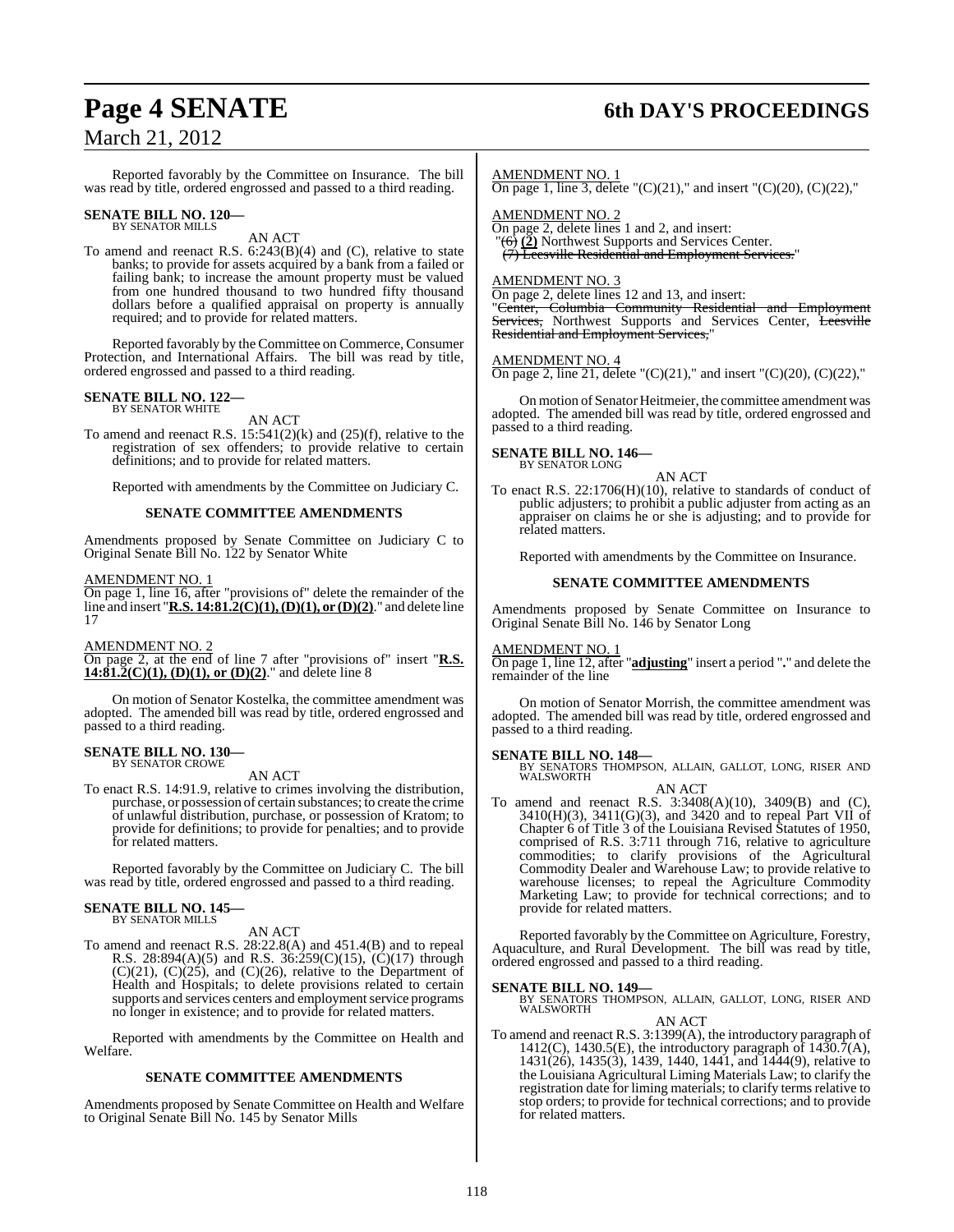Reported favorably by the Committee on Insurance. The bill was read by title, ordered engrossed and passed to a third reading.

**SENATE BILL NO. 120—**
BY SENATOR MILLS

AN ACT

To amend and reenact R.S. 6:243(B)(4) and (C), relative to state banks; to provide for assets acquired by a bank from a failed or failing bank; to increase the amount property must be valued from one hundred thousand to two hundred fifty thousand dollars before a qualified appraisal on property is annually required; and to provide for related matters.

Reported favorably by the Committee on Commerce, Consumer Protection, and International Affairs. The bill was read by title, ordered engrossed and passed to a third reading.

**SENATE BILL NO. 122—**
BY SENATOR WHITE

AN ACT

To amend and reenact R.S. 15:541(2)(k) and (25)(f), relative to the registration of sex offenders; to provide relative to certain definitions; and to provide for related matters.

Reported with amendments by the Committee on Judiciary C.

**SENATE COMMITTEE AMENDMENTS**

Amendments proposed by Senate Committee on Judiciary C to Original Senate Bill No. 122 by Senator White

AMENDMENT NO. 1
On page 1, line 16, after "provisions of" delete the remainder of the line and insert "**R.S. 14:81.2(C)(1), (D)(1), or (D)(2)**." and delete line 17

AMENDMENT NO. 2
On page 2, at the end of line 7 after "provisions of" insert "**R.S. 14:81.2(C)(1), (D)(1), or (D)(2)**." and delete line 8

On motion of Senator Kostelka, the committee amendment was adopted. The amended bill was read by title, ordered engrossed and passed to a third reading.

**SENATE BILL NO. 130—**
BY SENATOR CROWE

AN ACT

To enact R.S. 14:91.9, relative to crimes involving the distribution, purchase, or possession of certain substances; to create the crime of unlawful distribution, purchase, or possession of Kratom; to provide for definitions; to provide for penalties; and to provide for related matters.

Reported favorably by the Committee on Judiciary C. The bill was read by title, ordered engrossed and passed to a third reading.

**SENATE BILL NO. 145—**
BY SENATOR MILLS

AN ACT

To amend and reenact R.S. 28:22.8(A) and 451.4(B) and to repeal R.S. 28:894(A)(5) and R.S. 36:259(C)(15), (C)(17) through (C)(21), (C)(25), and (C)(26), relative to the Department of Health and Hospitals; to delete provisions related to certain supports and services centers and employment service programs no longer in existence; and to provide for related matters.

Reported with amendments by the Committee on Health and Welfare.

**SENATE COMMITTEE AMENDMENTS**

Amendments proposed by Senate Committee on Health and Welfare to Original Senate Bill No. 145 by Senator Mills

AMENDMENT NO. 1
On page 1, line 3, delete "(C)(21)," and insert "(C)(20), (C)(22),"

AMENDMENT NO. 2
On page 2, delete lines 1 and 2, and insert:
"~~(6)~~ **(2)** Northwest Supports and Services Center.
~~(7) Leesville Residential and Employment Services.~~"

AMENDMENT NO. 3
On page 2, delete lines 12 and 13, and insert:
"~~Center, Columbia Community Residential and Employment Services,~~ Northwest Supports and Services Center, ~~Leesville Residential and Employment Services,~~"

AMENDMENT NO. 4
On page 2, line 21, delete "(C)(21)," and insert "(C)(20), (C)(22),"

On motion of Senator Heitmeier, the committee amendment was adopted. The amended bill was read by title, ordered engrossed and passed to a third reading.

**SENATE BILL NO. 146—**
BY SENATOR LONG

AN ACT

To enact R.S. 22:1706(H)(10), relative to standards of conduct of public adjusters; to prohibit a public adjuster from acting as an appraiser on claims he or she is adjusting; and to provide for related matters.

Reported with amendments by the Committee on Insurance.

**SENATE COMMITTEE AMENDMENTS**

Amendments proposed by Senate Committee on Insurance to Original Senate Bill No. 146 by Senator Long

AMENDMENT NO. 1
On page 1, line 12, after "**adjusting**" insert a period "**.**" and delete the remainder of the line

On motion of Senator Morrish, the committee amendment was adopted. The amended bill was read by title, ordered engrossed and passed to a third reading.

**SENATE BILL NO. 148—**
BY SENATORS THOMPSON, ALLAIN, GALLOT, LONG, RISER AND WALSWORTH

AN ACT

To amend and reenact R.S. 3:3408(A)(10), 3409(B) and (C), 3410(H)(3), 3411(G)(3), and 3420 and to repeal Part VII of Chapter 6 of Title 3 of the Louisiana Revised Statutes of 1950, comprised of R.S. 3:711 through 716, relative to agriculture commodities; to clarify provisions of the Agricultural Commodity Dealer and Warehouse Law; to provide relative to warehouse licenses; to repeal the Agriculture Commodity Marketing Law; to provide for technical corrections; and to provide for related matters.

Reported favorably by the Committee on Agriculture, Forestry, Aquaculture, and Rural Development. The bill was read by title, ordered engrossed and passed to a third reading.

**SENATE BILL NO. 149—**
BY SENATORS THOMPSON, ALLAIN, GALLOT, LONG, RISER AND WALSWORTH

AN ACT

To amend and reenact R.S. 3:1399(A), the introductory paragraph of 1412(C), 1430.5(E), the introductory paragraph of 1430.7(A), 1431(26), 1435(3), 1439, 1440, 1441, and 1444(9), relative to the Louisiana Agricultural Liming Materials Law; to clarify the registration date for liming materials; to clarify terms relative to stop orders; to provide for technical corrections; and to provide for related matters.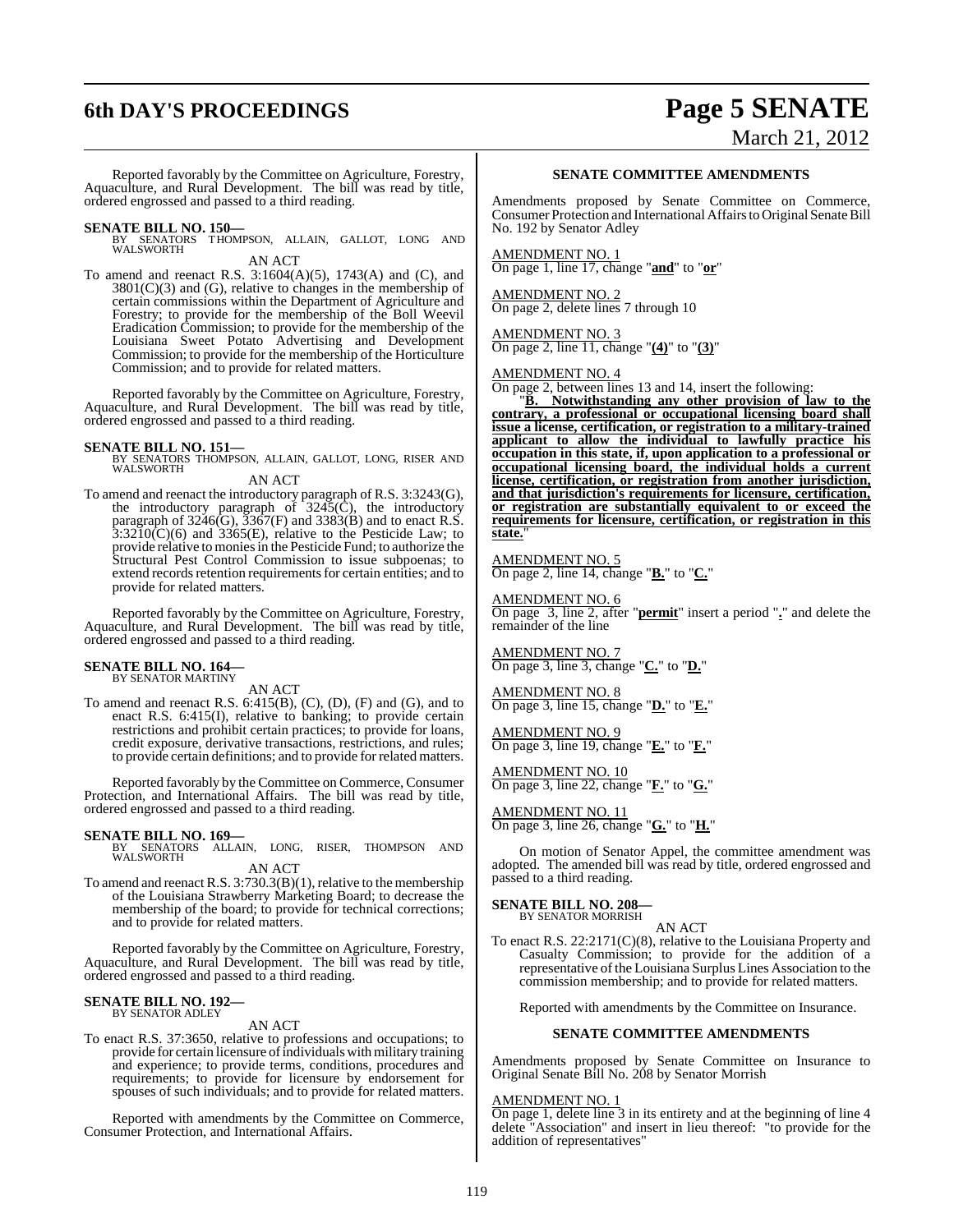Reported favorably by the Committee on Agriculture, Forestry, Aquaculture, and Rural Development. The bill was read by title, ordered engrossed and passed to a third reading.

**SENATE BILL NO. 150—**
BY SENATORS THOMPSON, ALLAIN, GALLOT, LONG AND WALSWORTH

AN ACT

To amend and reenact R.S. 3:1604(A)(5), 1743(A) and (C), and 3801(C)(3) and (G), relative to changes in the membership of certain commissions within the Department of Agriculture and Forestry; to provide for the membership of the Boll Weevil Eradication Commission; to provide for the membership of the Louisiana Sweet Potato Advertising and Development Commission; to provide for the membership of the Horticulture Commission; and to provide for related matters.

Reported favorably by the Committee on Agriculture, Forestry, Aquaculture, and Rural Development. The bill was read by title, ordered engrossed and passed to a third reading.

**SENATE BILL NO. 151—**
BY SENATORS THOMPSON, ALLAIN, GALLOT, LONG, RISER AND WALSWORTH

AN ACT

To amend and reenact the introductory paragraph of R.S. 3:3243(G), the introductory paragraph of 3245(C), the introductory paragraph of 3246(G), 3367(F) and 3383(B) and to enact R.S. 3:3210(C)(6) and 3365(E), relative to the Pesticide Law; to provide relative to monies in the Pesticide Fund; to authorize the Structural Pest Control Commission to issue subpoenas; to extend records retention requirements for certain entities; and to provide for related matters.

Reported favorably by the Committee on Agriculture, Forestry, Aquaculture, and Rural Development. The bill was read by title, ordered engrossed and passed to a third reading.

**SENATE BILL NO. 164—**
BY SENATOR MARTINY

AN ACT

To amend and reenact R.S. 6:415(B), (C), (D), (F) and (G), and to enact R.S. 6:415(I), relative to banking; to provide certain restrictions and prohibit certain practices; to provide for loans, credit exposure, derivative transactions, restrictions, and rules; to provide certain definitions; and to provide for related matters.

Reported favorably by the Committee on Commerce, Consumer Protection, and International Affairs. The bill was read by title, ordered engrossed and passed to a third reading.

**SENATE BILL NO. 169—**
BY SENATORS ALLAIN, LONG, RISER, THOMPSON AND WALSWORTH

AN ACT

To amend and reenact R.S. 3:730.3(B)(1), relative to the membership of the Louisiana Strawberry Marketing Board; to decrease the membership of the board; to provide for technical corrections; and to provide for related matters.

Reported favorably by the Committee on Agriculture, Forestry, Aquaculture, and Rural Development. The bill was read by title, ordered engrossed and passed to a third reading.

**SENATE BILL NO. 192—**
BY SENATOR ADLEY

AN ACT

To enact R.S. 37:3650, relative to professions and occupations; to provide for certain licensure of individuals with military training and experience; to provide terms, conditions, procedures and requirements; to provide for licensure by endorsement for spouses of such individuals; and to provide for related matters.

Reported with amendments by the Committee on Commerce, Consumer Protection, and International Affairs.

**SENATE COMMITTEE AMENDMENTS**

Amendments proposed by Senate Committee on Commerce, Consumer Protection and International Affairs to Original Senate Bill No. 192 by Senator Adley

AMENDMENT NO. 1
On page 1, line 17, change "**and**" to "**or**"

AMENDMENT NO. 2
On page 2, delete lines 7 through 10

AMENDMENT NO. 3
On page 2, line 11, change "**(4)**" to "**(3)**"

AMENDMENT NO. 4
On page 2, between lines 13 and 14, insert the following:

"**B. Notwithstanding any other provision of law to the contrary, a professional or occupational licensing board shall issue a license, certification, or registration to a military-trained applicant to allow the individual to lawfully practice his occupation in this state, if, upon application to a professional or occupational licensing board, the individual holds a current license, certification, or registration from another jurisdiction, and that jurisdiction's requirements for licensure, certification, or registration are substantially equivalent to or exceed the requirements for licensure, certification, or registration in this state.**"

AMENDMENT NO. 5
On page 2, line 14, change "**B.**" to "**C.**"

AMENDMENT NO. 6
On page 3, line 2, after "**permit**" insert a period "**.**" and delete the remainder of the line

AMENDMENT NO. 7
On page 3, line 3, change "**C.**" to "**D.**"

AMENDMENT NO. 8
On page 3, line 15, change "**D.**" to "**E.**"

AMENDMENT NO. 9
On page 3, line 19, change "**E.**" to "**F.**"

AMENDMENT NO. 10
On page 3, line 22, change "**F.**" to "**G.**"

AMENDMENT NO. 11
On page 3, line 26, change "**G.**" to "**H.**"

On motion of Senator Appel, the committee amendment was adopted. The amended bill was read by title, ordered engrossed and passed to a third reading.

**SENATE BILL NO. 208—**
BY SENATOR MORRISH

AN ACT

To enact R.S. 22:2171(C)(8), relative to the Louisiana Property and Casualty Commission; to provide for the addition of a representative of the Louisiana Surplus Lines Association to the commission membership; and to provide for related matters.

Reported with amendments by the Committee on Insurance.

**SENATE COMMITTEE AMENDMENTS**

Amendments proposed by Senate Committee on Insurance to Original Senate Bill No. 208 by Senator Morrish

AMENDMENT NO. 1
On page 1, delete line 3 in its entirety and at the beginning of line 4 delete "Association" and insert in lieu thereof: "to provide for the addition of representatives"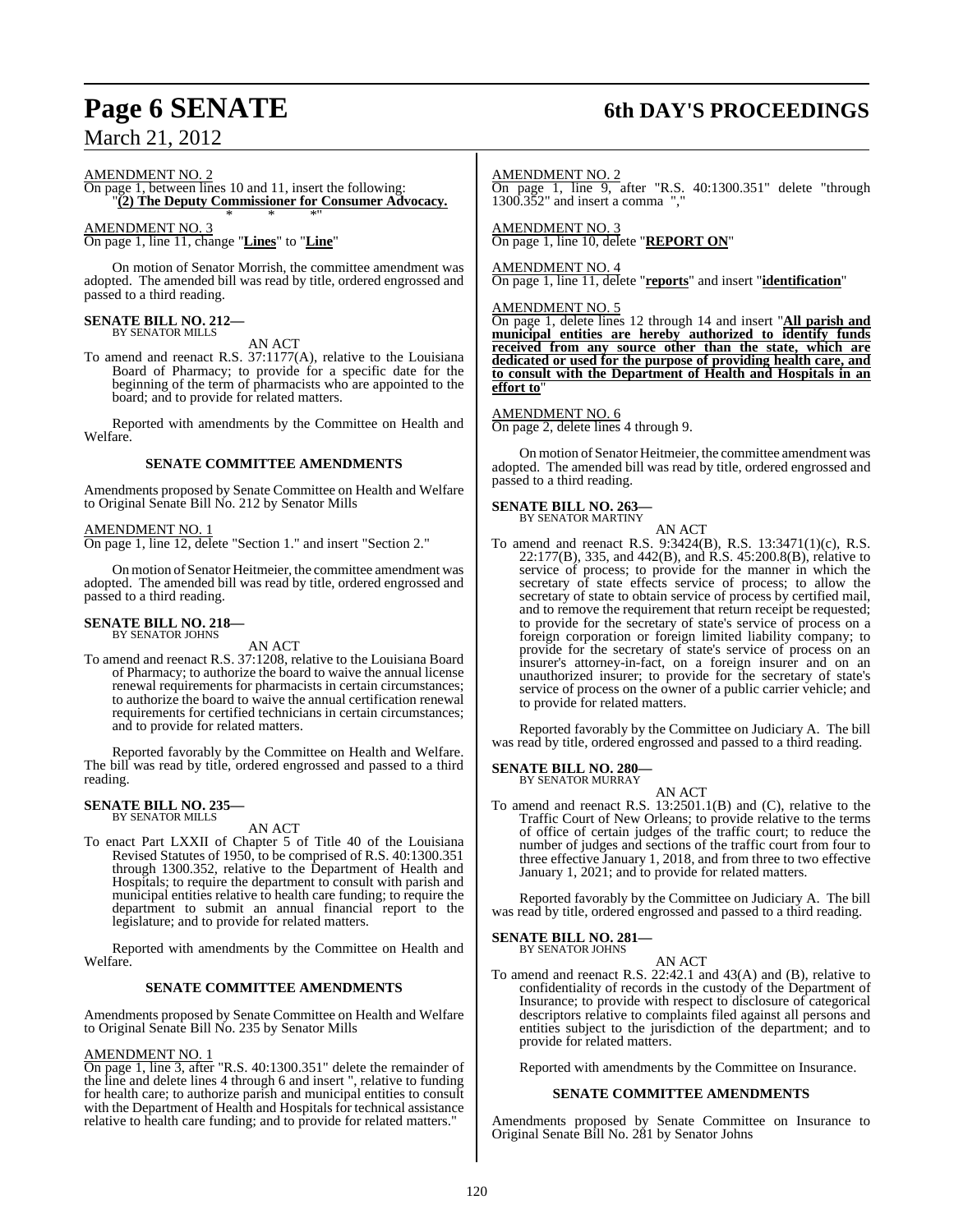AMENDMENT NO. 2

On page 1, between lines 10 and 11, insert the following:

"**(2) The Deputy Commissioner for Consumer Advocacy.**

\* \* \*"

AMENDMENT NO. 3

On page 1, line 11, change "**Lines**" to "**Line**"

On motion of Senator Morrish, the committee amendment was adopted. The amended bill was read by title, ordered engrossed and passed to a third reading.

**SENATE BILL NO. 212—**
BY SENATOR MILLS

AN ACT

To amend and reenact R.S. 37:1177(A), relative to the Louisiana Board of Pharmacy; to provide for a specific date for the beginning of the term of pharmacists who are appointed to the board; and to provide for related matters.

Reported with amendments by the Committee on Health and Welfare.

**SENATE COMMITTEE AMENDMENTS**

Amendments proposed by Senate Committee on Health and Welfare to Original Senate Bill No. 212 by Senator Mills

AMENDMENT NO. 1

On page 1, line 12, delete "Section 1." and insert "Section 2."

On motion of Senator Heitmeier, the committee amendment was adopted. The amended bill was read by title, ordered engrossed and passed to a third reading.

**SENATE BILL NO. 218—**
BY SENATOR JOHNS

AN ACT

To amend and reenact R.S. 37:1208, relative to the Louisiana Board of Pharmacy; to authorize the board to waive the annual license renewal requirements for pharmacists in certain circumstances; to authorize the board to waive the annual certification renewal requirements for certified technicians in certain circumstances; and to provide for related matters.

Reported favorably by the Committee on Health and Welfare. The bill was read by title, ordered engrossed and passed to a third reading.

**SENATE BILL NO. 235—**
BY SENATOR MILLS

AN ACT

To enact Part LXXII of Chapter 5 of Title 40 of the Louisiana Revised Statutes of 1950, to be comprised of R.S. 40:1300.351 through 1300.352, relative to the Department of Health and Hospitals; to require the department to consult with parish and municipal entities relative to health care funding; to require the department to submit an annual financial report to the legislature; and to provide for related matters.

Reported with amendments by the Committee on Health and Welfare.

**SENATE COMMITTEE AMENDMENTS**

Amendments proposed by Senate Committee on Health and Welfare to Original Senate Bill No. 235 by Senator Mills

AMENDMENT NO. 1

On page 1, line 3, after "R.S. 40:1300.351" delete the remainder of the line and delete lines 4 through 6 and insert ", relative to funding for health care; to authorize parish and municipal entities to consult with the Department of Health and Hospitals for technical assistance relative to health care funding; and to provide for related matters."

AMENDMENT NO. 2

On page 1, line 9, after "R.S. 40:1300.351" delete "through 1300.352" and insert a comma ","

AMENDMENT NO. 3

On page 1, line 10, delete "**REPORT ON**"

AMENDMENT NO. 4

On page 1, line 11, delete "**reports**" and insert "**identification**"

AMENDMENT NO. 5

On page 1, delete lines 12 through 14 and insert "**All parish and municipal entities are hereby authorized to identify funds received from any source other than the state, which are dedicated or used for the purpose of providing health care, and to consult with the Department of Health and Hospitals in an effort to**"

AMENDMENT NO. 6

On page 2, delete lines 4 through 9.

On motion of Senator Heitmeier, the committee amendment was adopted. The amended bill was read by title, ordered engrossed and passed to a third reading.

**SENATE BILL NO. 263—**
BY SENATOR MARTINY

AN ACT

To amend and reenact R.S. 9:3424(B), R.S. 13:3471(1)(c), R.S. 22:177(B), 335, and 442(B), and R.S. 45:200.8(B), relative to service of process; to provide for the manner in which the secretary of state effects service of process; to allow the secretary of state to obtain service of process by certified mail, and to remove the requirement that return receipt be requested; to provide for the secretary of state's service of process on a foreign corporation or foreign limited liability company; to provide for the secretary of state's service of process on an insurer's attorney-in-fact, on a foreign insurer and on an unauthorized insurer; to provide for the secretary of state's service of process on the owner of a public carrier vehicle; and to provide for related matters.

Reported favorably by the Committee on Judiciary A. The bill was read by title, ordered engrossed and passed to a third reading.

**SENATE BILL NO. 280—**
BY SENATOR MURRAY

AN ACT

To amend and reenact R.S. 13:2501.1(B) and (C), relative to the Traffic Court of New Orleans; to provide relative to the terms of office of certain judges of the traffic court; to reduce the number of judges and sections of the traffic court from four to three effective January 1, 2018, and from three to two effective January 1, 2021; and to provide for related matters.

Reported favorably by the Committee on Judiciary A. The bill was read by title, ordered engrossed and passed to a third reading.

**SENATE BILL NO. 281—**
BY SENATOR JOHNS

AN ACT

To amend and reenact R.S. 22:42.1 and 43(A) and (B), relative to confidentiality of records in the custody of the Department of Insurance; to provide with respect to disclosure of categorical descriptors relative to complaints filed against all persons and entities subject to the jurisdiction of the department; and to provide for related matters.

Reported with amendments by the Committee on Insurance.

**SENATE COMMITTEE AMENDMENTS**

Amendments proposed by Senate Committee on Insurance to Original Senate Bill No. 281 by Senator Johns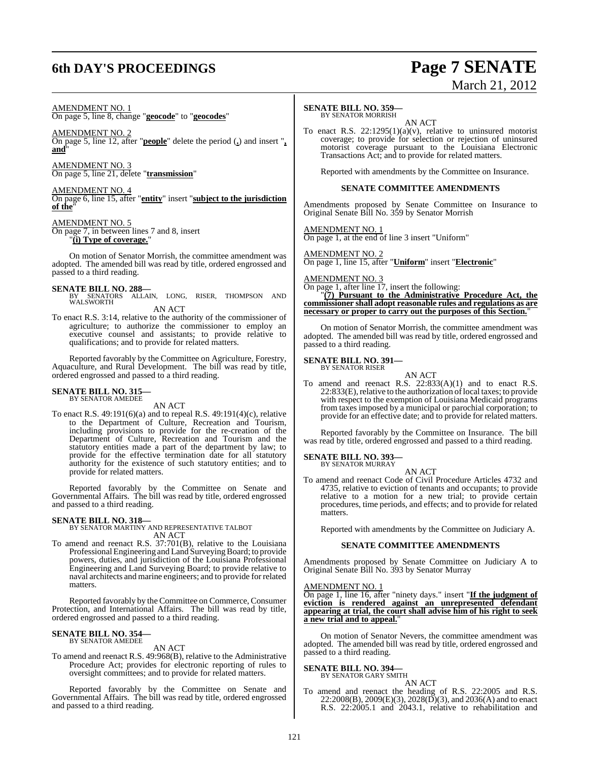AMENDMENT NO. 1
On page 5, line 8, change "**geocode**" to "**geocodes**"

AMENDMENT NO. 2
On page 5, line 12, after "**people**" delete the period (**.**) and insert "**, and**"

AMENDMENT NO. 3
On page 5, line 21, delete "**transmission**"

AMENDMENT NO. 4
On page 6, line 15, after "**entity**" insert "**subject to the jurisdiction of the**"

AMENDMENT NO. 5
On page 7, in between lines 7 and 8, insert
"**(i) Type of coverage.**"

On motion of Senator Morrish, the committee amendment was adopted. The amended bill was read by title, ordered engrossed and passed to a third reading.

**SENATE BILL NO. 288—**
BY SENATORS ALLAIN, LONG, RISER, THOMPSON AND WALSWORTH
AN ACT
To enact R.S. 3:14, relative to the authority of the commissioner of agriculture; to authorize the commissioner to employ an executive counsel and assistants; to provide relative to qualifications; and to provide for related matters.

Reported favorably by the Committee on Agriculture, Forestry, Aquaculture, and Rural Development. The bill was read by title, ordered engrossed and passed to a third reading.

**SENATE BILL NO. 315—**
BY SENATOR AMEDEE
AN ACT
To enact R.S. 49:191(6)(a) and to repeal R.S. 49:191(4)(c), relative to the Department of Culture, Recreation and Tourism, including provisions to provide for the re-creation of the Department of Culture, Recreation and Tourism and the statutory entities made a part of the department by law; to provide for the effective termination date for all statutory authority for the existence of such statutory entities; and to provide for related matters.

Reported favorably by the Committee on Senate and Governmental Affairs. The bill was read by title, ordered engrossed and passed to a third reading.

**SENATE BILL NO. 318—**
BY SENATOR MARTINY AND REPRESENTATIVE TALBOT
AN ACT
To amend and reenact R.S. 37:701(B), relative to the Louisiana Professional Engineering and Land Surveying Board; to provide powers, duties, and jurisdiction of the Louisiana Professional Engineering and Land Surveying Board; to provide relative to naval architects and marine engineers; and to provide for related matters.

Reported favorably by the Committee on Commerce, Consumer Protection, and International Affairs. The bill was read by title, ordered engrossed and passed to a third reading.

**SENATE BILL NO. 354—**
BY SENATOR AMEDEE
AN ACT
To amend and reenact R.S. 49:968(B), relative to the Administrative Procedure Act; provides for electronic reporting of rules to oversight committees; and to provide for related matters.

Reported favorably by the Committee on Senate and Governmental Affairs. The bill was read by title, ordered engrossed and passed to a third reading.

**SENATE BILL NO. 359—**
BY SENATOR MORRISH
AN ACT
To enact R.S. 22:1295(1)(a)(v), relative to uninsured motorist coverage; to provide for selection or rejection of uninsured motorist coverage pursuant to the Louisiana Electronic Transactions Act; and to provide for related matters.

Reported with amendments by the Committee on Insurance.

**SENATE COMMITTEE AMENDMENTS**

Amendments proposed by Senate Committee on Insurance to Original Senate Bill No. 359 by Senator Morrish

AMENDMENT NO. 1
On page 1, at the end of line 3 insert "Uniform"

AMENDMENT NO. 2
On page 1, line 15, after "**Uniform**" insert "**Electronic**"

AMENDMENT NO. 3
On page 1, after line 17, insert the following:
"**(7) Pursuant to the Administrative Procedure Act, the commissioner shall adopt reasonable rules and regulations as are necessary or proper to carry out the purposes of this Section.**"

On motion of Senator Morrish, the committee amendment was adopted. The amended bill was read by title, ordered engrossed and passed to a third reading.

**SENATE BILL NO. 391—**
BY SENATOR RISER
AN ACT
To amend and reenact R.S. 22:833(A)(1) and to enact R.S. 22:833(E), relative to the authorization of local taxes; to provide with respect to the exemption of Louisiana Medicaid programs from taxes imposed by a municipal or parochial corporation; to provide for an effective date; and to provide for related matters.

Reported favorably by the Committee on Insurance. The bill was read by title, ordered engrossed and passed to a third reading.

**SENATE BILL NO. 393—**
BY SENATOR MURRAY
AN ACT
To amend and reenact Code of Civil Procedure Articles 4732 and 4735, relative to eviction of tenants and occupants; to provide relative to a motion for a new trial; to provide certain procedures, time periods, and effects; and to provide for related matters.

Reported with amendments by the Committee on Judiciary A.

**SENATE COMMITTEE AMENDMENTS**

Amendments proposed by Senate Committee on Judiciary A to Original Senate Bill No. 393 by Senator Murray

AMENDMENT NO. 1
On page 1, line 16, after "ninety days." insert "**If the judgment of eviction is rendered against an unrepresented defendant appearing at trial, the court shall advise him of his right to seek a new trial and to appeal.**"

On motion of Senator Nevers, the committee amendment was adopted. The amended bill was read by title, ordered engrossed and passed to a third reading.

**SENATE BILL NO. 394—**
BY SENATOR GARY SMITH
AN ACT
To amend and reenact the heading of R.S. 22:2005 and R.S. 22:2008(B), 2009(E)(3), 2028(D)(3), and 2036(A) and to enact R.S. 22:2005.1 and 2043.1, relative to rehabilitation and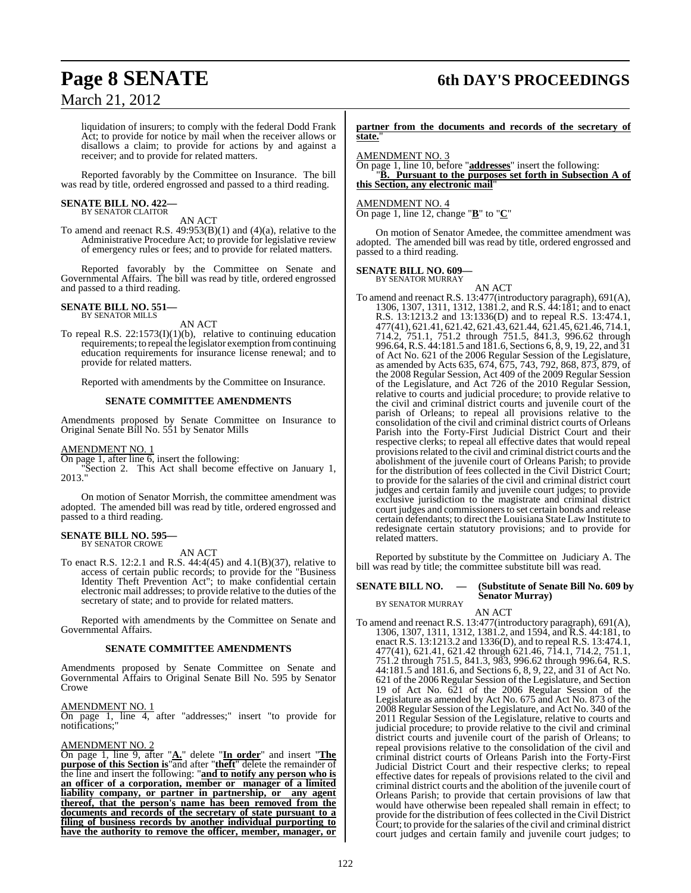liquidation of insurers; to comply with the federal Dodd Frank Act; to provide for notice by mail when the receiver allows or disallows a claim; to provide for actions by and against a receiver; and to provide for related matters.

Reported favorably by the Committee on Insurance. The bill was read by title, ordered engrossed and passed to a third reading.

**SENATE BILL NO. 422—**
BY SENATOR CLAITOR

AN ACT

To amend and reenact R.S. 49:953(B)(1) and (4)(a), relative to the Administrative Procedure Act; to provide for legislative review of emergency rules or fees; and to provide for related matters.

Reported favorably by the Committee on Senate and Governmental Affairs. The bill was read by title, ordered engrossed and passed to a third reading.

**SENATE BILL NO. 551—**
BY SENATOR MILLS

AN ACT

To repeal R.S. 22:1573(I)(1)(b), relative to continuing education requirements; to repeal the legislator exemption from continuing education requirements for insurance license renewal; and to provide for related matters.

Reported with amendments by the Committee on Insurance.

**SENATE COMMITTEE AMENDMENTS**

Amendments proposed by Senate Committee on Insurance to Original Senate Bill No. 551 by Senator Mills

AMENDMENT NO. 1
On page 1, after line 6, insert the following:
"Section 2. This Act shall become effective on January 1, 2013."

On motion of Senator Morrish, the committee amendment was adopted. The amended bill was read by title, ordered engrossed and passed to a third reading.

**SENATE BILL NO. 595—**
BY SENATOR CROWE

AN ACT

To enact R.S. 12:2.1 and R.S. 44:4(45) and 4.1(B)(37), relative to access of certain public records; to provide for the "Business Identity Theft Prevention Act"; to make confidential certain electronic mail addresses; to provide relative to the duties of the secretary of state; and to provide for related matters.

Reported with amendments by the Committee on Senate and Governmental Affairs.

**SENATE COMMITTEE AMENDMENTS**

Amendments proposed by Senate Committee on Senate and Governmental Affairs to Original Senate Bill No. 595 by Senator Crowe

AMENDMENT NO. 1
On page 1, line 4, after "addresses;" insert "to provide for notifications;"

AMENDMENT NO. 2
On page 1, line 9, after "**A.**" delete "**In order**" and insert "**The purpose of this Section is**" and after "**theft**" delete the remainder of the line and insert the following: "**and to notify any person who is an officer of a corporation, member or manager of a limited liability company, or partner in partnership, or any agent thereof, that the person's name has been removed from the documents and records of the secretary of state pursuant to a filing of business records by another individual purporting to have the authority to remove the officer, member, manager, or partner from the documents and records of the secretary of state.**"

AMENDMENT NO. 3
On page 1, line 10, before "**addresses**" insert the following:
"**B. Pursuant to the purposes set forth in Subsection A of this Section, any electronic mail**"

AMENDMENT NO. 4
On page 1, line 12, change "**B**" to "**C**"

On motion of Senator Amedee, the committee amendment was adopted. The amended bill was read by title, ordered engrossed and passed to a third reading.

**SENATE BILL NO. 609—**
BY SENATOR MURRAY

AN ACT

To amend and reenact R.S. 13:477(introductory paragraph), 691(A), 1306, 1307, 1311, 1312, 1381.2, and R.S. 44:181; and to enact R.S. 13:1213.2 and 13:1336(D) and to repeal R.S. 13:474.1, 477(41), 621.41, 621.42, 621.43, 621.44, 621.45, 621.46, 714.1, 714.2, 751.1, 751.2 through 751.5, 841.3, 996.62 through 996.64, R.S. 44:181.5 and 181.6, Sections 6, 8, 9, 19, 22, and 31 of Act No. 621 of the 2006 Regular Session of the Legislature, as amended by Acts 635, 674, 675, 743, 792, 868, 873, 879, of the 2008 Regular Session, Act 409 of the 2009 Regular Session of the Legislature, and Act 726 of the 2010 Regular Session, relative to courts and judicial procedure; to provide relative to the civil and criminal district courts and juvenile court of the parish of Orleans; to repeal all provisions relative to the consolidation of the civil and criminal district courts of Orleans Parish into the Forty-First Judicial District Court and their respective clerks; to repeal all effective dates that would repeal provisions related to the civil and criminal district courts and the abolishment of the juvenile court of Orleans Parish; to provide for the distribution of fees collected in the Civil District Court; to provide for the salaries of the civil and criminal district court judges and certain family and juvenile court judges; to provide exclusive jurisdiction to the magistrate and criminal district court judges and commissioners to set certain bonds and release certain defendants; to direct the Louisiana State Law Institute to redesignate certain statutory provisions; and to provide for related matters.

Reported by substitute by the Committee on Judiciary A. The bill was read by title; the committee substitute bill was read.

**SENATE BILL NO. — (Substitute of Senate Bill No. 609 by Senator Murray)**
BY SENATOR MURRAY

AN ACT

To amend and reenact R.S. 13:477(introductory paragraph), 691(A), 1306, 1307, 1311, 1312, 1381.2, and 1594, and R.S. 44:181, to enact R.S. 13:1213.2 and 1336(D), and to repeal R.S. 13:474.1, 477(41), 621.41, 621.42 through 621.46, 714.1, 714.2, 751.1, 751.2 through 751.5, 841.3, 983, 996.62 through 996.64, R.S. 44:181.5 and 181.6, and Sections 6, 8, 9, 22, and 31 of Act No. 621 of the 2006 Regular Session of the Legislature, and Section 19 of Act No. 621 of the 2006 Regular Session of the Legislature as amended by Act No. 675 and Act No. 873 of the 2008 Regular Session of the Legislature, and Act No. 340 of the 2011 Regular Session of the Legislature, relative to courts and judicial procedure; to provide relative to the civil and criminal district courts and juvenile court of the parish of Orleans; to repeal provisions relative to the consolidation of the civil and criminal district courts of Orleans Parish into the Forty-First Judicial District Court and their respective clerks; to repeal effective dates for repeals of provisions related to the civil and criminal district courts and the abolition of the juvenile court of Orleans Parish; to provide that certain provisions of law that would have otherwise been repealed shall remain in effect; to provide for the distribution of fees collected in the Civil District Court; to provide for the salaries of the civil and criminal district court judges and certain family and juvenile court judges; to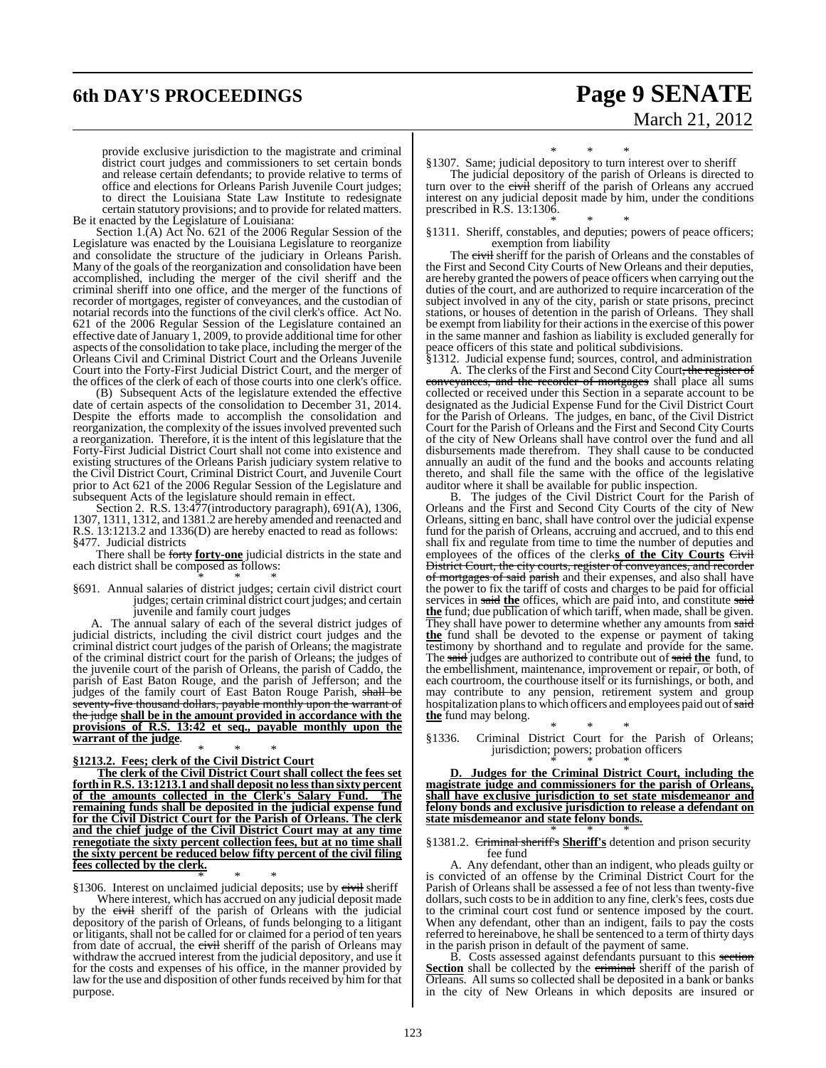provide exclusive jurisdiction to the magistrate and criminal district court judges and commissioners to set certain bonds and release certain defendants; to provide relative to terms of office and elections for Orleans Parish Juvenile Court judges; to direct the Louisiana State Law Institute to redesignate certain statutory provisions; and to provide for related matters.

Be it enacted by the Legislature of Louisiana:

Section 1.(A) Act No. 621 of the 2006 Regular Session of the Legislature was enacted by the Louisiana Legislature to reorganize and consolidate the structure of the judiciary in Orleans Parish. Many of the goals of the reorganization and consolidation have been accomplished, including the merger of the civil sheriff and the criminal sheriff into one office, and the merger of the functions of recorder of mortgages, register of conveyances, and the custodian of notarial records into the functions of the civil clerk's office. Act No. 621 of the 2006 Regular Session of the Legislature contained an effective date of January 1, 2009, to provide additional time for other aspects of the consolidation to take place, including the merger of the Orleans Civil and Criminal District Court and the Orleans Juvenile Court into the Forty-First Judicial District Court, and the merger of the offices of the clerk of each of those courts into one clerk's office.

(B) Subsequent Acts of the legislature extended the effective date of certain aspects of the consolidation to December 31, 2014. Despite the efforts made to accomplish the consolidation and reorganization, the complexity of the issues involved prevented such a reorganization. Therefore, it is the intent of this legislature that the Forty-First Judicial District Court shall not come into existence and existing structures of the Orleans Parish judiciary system relative to the Civil District Court, Criminal District Court, and Juvenile Court prior to Act 621 of the 2006 Regular Session of the Legislature and subsequent Acts of the legislature should remain in effect.

Section 2. R.S. 13:477(introductory paragraph), 691(A), 1306, 1307, 1311, 1312, and 1381.2 are hereby amended and reenacted and R.S. 13:1213.2 and 1336(D) are hereby enacted to read as follows:

§477. Judicial districts

There shall be ~~forty~~ **forty-one** judicial districts in the state and each district shall be composed as follows:

\* \* \*

§691. Annual salaries of district judges; certain civil district court judges; certain criminal district court judges; and certain juvenile and family court judges

A. The annual salary of each of the several district judges of judicial districts, including the civil district court judges and the criminal district court judges of the parish of Orleans; the magistrate of the criminal district court for the parish of Orleans; the judges of the juvenile court of the parish of Orleans, the parish of Caddo, the parish of East Baton Rouge, and the parish of Jefferson; and the judges of the family court of East Baton Rouge Parish, ~~shall be seventy-five thousand dollars, payable monthly upon the warrant of the judge~~ **shall be in the amount provided in accordance with the provisions of R.S. 13:42 et seq., payable monthly upon the warrant of the judge**.

\* \* \*

**§1213.2. Fees; clerk of the Civil District Court**

**The clerk of the Civil District Court shall collect the fees set forth in R.S. 13:1213.1 and shall deposit no less than sixty percent of the amounts collected in the Clerk's Salary Fund. The remaining funds shall be deposited in the judicial expense fund for the Civil District Court for the Parish of Orleans. The clerk and the chief judge of the Civil District Court may at any time renegotiate the sixty percent collection fees, but at no time shall the sixty percent be reduced below fifty percent of the civil filing fees collected by the clerk.**

\* \* \*

§1306. Interest on unclaimed judicial deposits; use by ~~civil~~ sheriff

Where interest, which has accrued on any judicial deposit made by the ~~civil~~ sheriff of the parish of Orleans with the judicial depository of the parish of Orleans, of funds belonging to a litigant or litigants, shall not be called for or claimed for a period of ten years from date of accrual, the ~~civil~~ sheriff of the parish of Orleans may withdraw the accrued interest from the judicial depository, and use it for the costs and expenses of his office, in the manner provided by law for the use and disposition of other funds received by him for that purpose.

\* \* \*

§1307. Same; judicial depository to turn interest over to sheriff

The judicial depository of the parish of Orleans is directed to turn over to the ~~civil~~ sheriff of the parish of Orleans any accrued interest on any judicial deposit made by him, under the conditions prescribed in R.S. 13:1306.

\* \* \*

§1311. Sheriff, constables, and deputies; powers of peace officers; exemption from liability

The ~~civil~~ sheriff for the parish of Orleans and the constables of the First and Second City Courts of New Orleans and their deputies, are hereby granted the powers of peace officers when carrying out the duties of the court, and are authorized to require incarceration of the subject involved in any of the city, parish or state prisons, precinct stations, or houses of detention in the parish of Orleans. They shall be exempt from liability for their actions in the exercise of this power in the same manner and fashion as liability is excluded generally for peace officers of this state and political subdivisions.

§1312. Judicial expense fund; sources, control, and administration

A. The clerks of the First and Second City Court~~, the register of conveyances, and the recorder of mortgages~~ shall place all sums collected or received under this Section in a separate account to be designated as the Judicial Expense Fund for the Civil District Court for the Parish of Orleans. The judges, en banc, of the Civil District Court for the Parish of Orleans and the First and Second City Courts of the city of New Orleans shall have control over the fund and all disbursements made therefrom. They shall cause to be conducted annually an audit of the fund and the books and accounts relating thereto, and shall file the same with the office of the legislative auditor where it shall be available for public inspection.

B. The judges of the Civil District Court for the Parish of Orleans and the First and Second City Courts of the city of New Orleans, sitting en banc, shall have control over the judicial expense fund for the parish of Orleans, accruing and accrued, and to this end shall fix and regulate from time to time the number of deputies and employees of the offices of the clerk**s of the City Courts** ~~Civil District Court, the city courts, register of conveyances, and recorder of mortgages of said parish~~ and their expenses, and also shall have the power to fix the tariff of costs and charges to be paid for official services in ~~said~~ **the** offices, which are paid into, and constitute ~~said~~ **the** fund; due publication of which tariff, when made, shall be given. They shall have power to determine whether any amounts from ~~said~~ **the** fund shall be devoted to the expense or payment of taking testimony by shorthand and to regulate and provide for the same. The ~~said~~ judges are authorized to contribute out of ~~said~~ **the** fund, to the embellishment, maintenance, improvement or repair, or both, of each courtroom, the courthouse itself or its furnishings, or both, and may contribute to any pension, retirement system and group hospitalization plans to which officers and employees paid out of ~~said~~ **the** fund may belong.

\* \* \*

§1336. Criminal District Court for the Parish of Orleans; jurisdiction; powers; probation officers

\* \* \*

**D. Judges for the Criminal District Court, including the magistrate judge and commissioners for the parish of Orleans, shall have exclusive jurisdiction to set state misdemeanor and felony bonds and exclusive jurisdiction to release a defendant on state misdemeanor and state felony bonds.**

\* \* \*

§1381.2. ~~Criminal sheriff's~~ **Sheriff's** detention and prison security fee fund

A. Any defendant, other than an indigent, who pleads guilty or is convicted of an offense by the Criminal District Court for the Parish of Orleans shall be assessed a fee of not less than twenty-five dollars, such costs to be in addition to any fine, clerk's fees, costs due to the criminal court cost fund or sentence imposed by the court. When any defendant, other than an indigent, fails to pay the costs referred to hereinabove, he shall be sentenced to a term of thirty days in the parish prison in default of the payment of same.

B. Costs assessed against defendants pursuant to this ~~section~~ **Section** shall be collected by the ~~criminal~~ sheriff of the parish of Orleans. All sums so collected shall be deposited in a bank or banks in the city of New Orleans in which deposits are insured or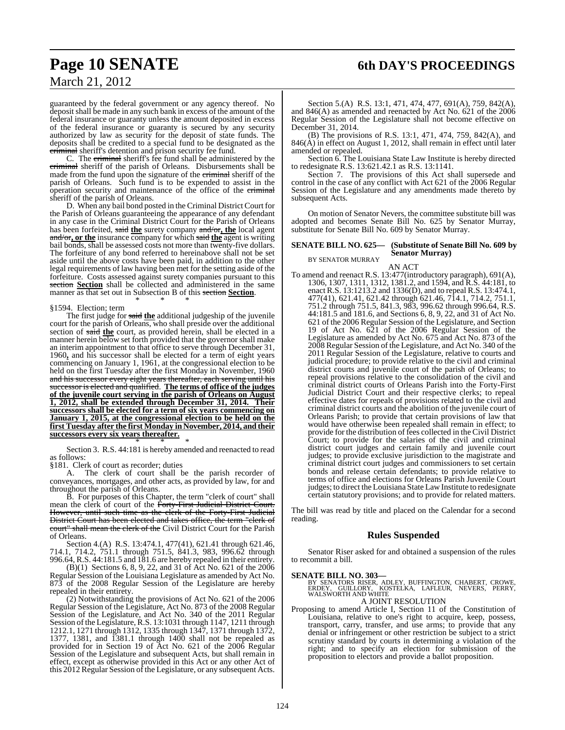guaranteed by the federal government or any agency thereof. No deposit shall be made in any such bank in excess of the amount of the federal insurance or guaranty unless the amount deposited in excess of the federal insurance or guaranty is secured by any security authorized by law as security for the deposit of state funds. The deposits shall be credited to a special fund to be designated as the criminal sheriff's detention and prison security fee fund.

C. The criminal sheriff's fee fund shall be administered by the criminal sheriff of the parish of Orleans. Disbursements shall be made from the fund upon the signature of the criminal sheriff of the parish of Orleans. Such fund is to be expended to assist in the operation security and maintenance of the office of the criminal sheriff of the parish of Orleans.

D. When any bail bond posted in the Criminal District Court for the Parish of Orleans guaranteeing the appearance of any defendant in any case in the Criminal District Court for the Parish of Orleans has been forfeited, said **the** surety company and/or**, the** local agent and/or**, or the** insurance company for which said **the** agent is writing bail bonds, shall be assessed costs not more than twenty-five dollars. The forfeiture of any bond referred to hereinabove shall not be set aside until the above costs have been paid, in addition to the other legal requirements of law having been met for the setting aside of the forfeiture. Costs assessed against surety companies pursuant to this section **Section** shall be collected and administered in the same manner as that set out in Subsection B of this section **Section**.

\* \* \*

§1594. Election; term

The first judge for said **the** additional judgeship of the juvenile court for the parish of Orleans, who shall preside over the additional section of said **the** court, as provided herein, shall be elected in a manner herein below set forth provided that the governor shall make an interim appointment to that office to serve through December 31, 1960**,** and his successor shall be elected for a term of eight years commencing on January 1, 1961, at the congressional election to be held on the first Tuesday after the first Monday in November, 1960 and his successor every eight years thereafter, each serving until his successor is elected and qualified. **The terms of office of the judges of the juvenile court serving in the parish of Orleans on August 1, 2012, shall be extended through December 31, 2014. Their successors shall be elected for a term of six years commencing on January 1, 2015, at the congressional election to be held on the first Tuesday after the first Monday in November, 2014, and their successors every six years thereafter.**

\* \* \*

Section 3. R.S. 44:181 is hereby amended and reenacted to read as follows:

§181. Clerk of court as recorder; duties

A. The clerk of court shall be the parish recorder of conveyances, mortgages, and other acts, as provided by law, for and throughout the parish of Orleans.

B. For purposes of this Chapter, the term "clerk of court" shall mean the clerk of court of the Forty-First Judicial District Court. However, until such time as the clerk of the Forty-First Judicial District Court has been elected and takes office, the term "clerk of court" shall mean the clerk of the Civil District Court for the Parish of Orleans.

Section 4.(A) R.S. 13:474.1, 477(41), 621.41 through 621.46, 714.1, 714.2, 751.1 through 751.5, 841.3, 983, 996.62 through 996.64, R.S. 44:181.5 and 181.6 are hereby repealed in their entirety.

(B)(1) Sections 6, 8, 9, 22, and 31 of Act No. 621 of the 2006 Regular Session of the Louisiana Legislature as amended by Act No. 873 of the 2008 Regular Session of the Legislature are hereby repealed in their entirety.

(2) Notwithstanding the provisions of Act No. 621 of the 2006 Regular Session of the Legislature, Act No. 873 of the 2008 Regular Session of the Legislature, and Act No. 340 of the 2011 Regular Session of the Legislature, R.S. 13:1031 through 1147, 1211 through 1212.1, 1271 through 1312, 1335 through 1347, 1371 through 1372, 1377, 1381, and 1381.1 through 1400 shall not be repealed as provided for in Section 19 of Act No. 621 of the 2006 Regular Session of the Legislature and subsequent Acts, but shall remain in effect, except as otherwise provided in this Act or any other Act of this 2012 Regular Session of the Legislature, or any subsequent Acts.

Section 5.(A) R.S. 13:1, 471, 474, 477, 691(A), 759, 842(A), and 846(A) as amended and reenacted by Act No. 621 of the 2006 Regular Session of the Legislature shall not become effective on December 31, 2014.

(B) The provisions of R.S. 13:1, 471, 474, 759, 842(A), and 846(A) in effect on August 1, 2012, shall remain in effect until later amended or repealed.

Section 6. The Louisiana State Law Institute is hereby directed to redesignate R.S. 13:621.42.1 as R.S. 13:1141.

Section 7. The provisions of this Act shall supersede and control in the case of any conflict with Act 621 of the 2006 Regular Session of the Legislature and any amendments made thereto by subsequent Acts.

On motion of Senator Nevers, the committee substitute bill was adopted and becomes Senate Bill No. 625 by Senator Murray, substitute for Senate Bill No. 609 by Senator Murray.

**SENATE BILL NO. 625— (Substitute of Senate Bill No. 609 by Senator Murray)**
BY SENATOR MURRAY

AN ACT

To amend and reenact R.S. 13:477(introductory paragraph), 691(A), 1306, 1307, 1311, 1312, 1381.2, and 1594, and R.S. 44:181, to enact R.S. 13:1213.2 and 1336(D), and to repeal R.S. 13:474.1, 477(41), 621.41, 621.42 through 621.46, 714.1, 714.2, 751.1, 751.2 through 751.5, 841.3, 983, 996.62 through 996.64, R.S. 44:181.5 and 181.6, and Sections 6, 8, 9, 22, and 31 of Act No. 621 of the 2006 Regular Session of the Legislature, and Section 19 of Act No. 621 of the 2006 Regular Session of the Legislature as amended by Act No. 675 and Act No. 873 of the 2008 Regular Session of the Legislature, and Act No. 340 of the 2011 Regular Session of the Legislature, relative to courts and judicial procedure; to provide relative to the civil and criminal district courts and juvenile court of the parish of Orleans; to repeal provisions relative to the consolidation of the civil and criminal district courts of Orleans Parish into the Forty-First Judicial District Court and their respective clerks; to repeal effective dates for repeals of provisions related to the civil and criminal district courts and the abolition of the juvenile court of Orleans Parish; to provide that certain provisions of law that would have otherwise been repealed shall remain in effect; to provide for the distribution of fees collected in the Civil District Court; to provide for the salaries of the civil and criminal district court judges and certain family and juvenile court judges; to provide exclusive jurisdiction to the magistrate and criminal district court judges and commissioners to set certain bonds and release certain defendants; to provide relative to terms of office and elections for Orleans Parish Juvenile Court judges; to direct the Louisiana State Law Institute to redesignate certain statutory provisions; and to provide for related matters.

The bill was read by title and placed on the Calendar for a second reading.

## Rules Suspended

Senator Riser asked for and obtained a suspension of the rules to recommit a bill.

**SENATE BILL NO. 303—**
BY SENATORS RISER, ADLEY, BUFFINGTON, CHABERT, CROWE, ERDEY, GUILLORY, KOSTELKA, LAFLEUR, NEVERS, PERRY, WALSWORTH AND WHITE

A JOINT RESOLUTION

Proposing to amend Article I, Section 11 of the Constitution of Louisiana, relative to one's right to acquire, keep, possess, transport, carry, transfer, and use arms; to provide that any denial or infringement or other restriction be subject to a strict scrutiny standard by courts in determining a violation of the right; and to specify an election for submission of the proposition to electors and provide a ballot proposition.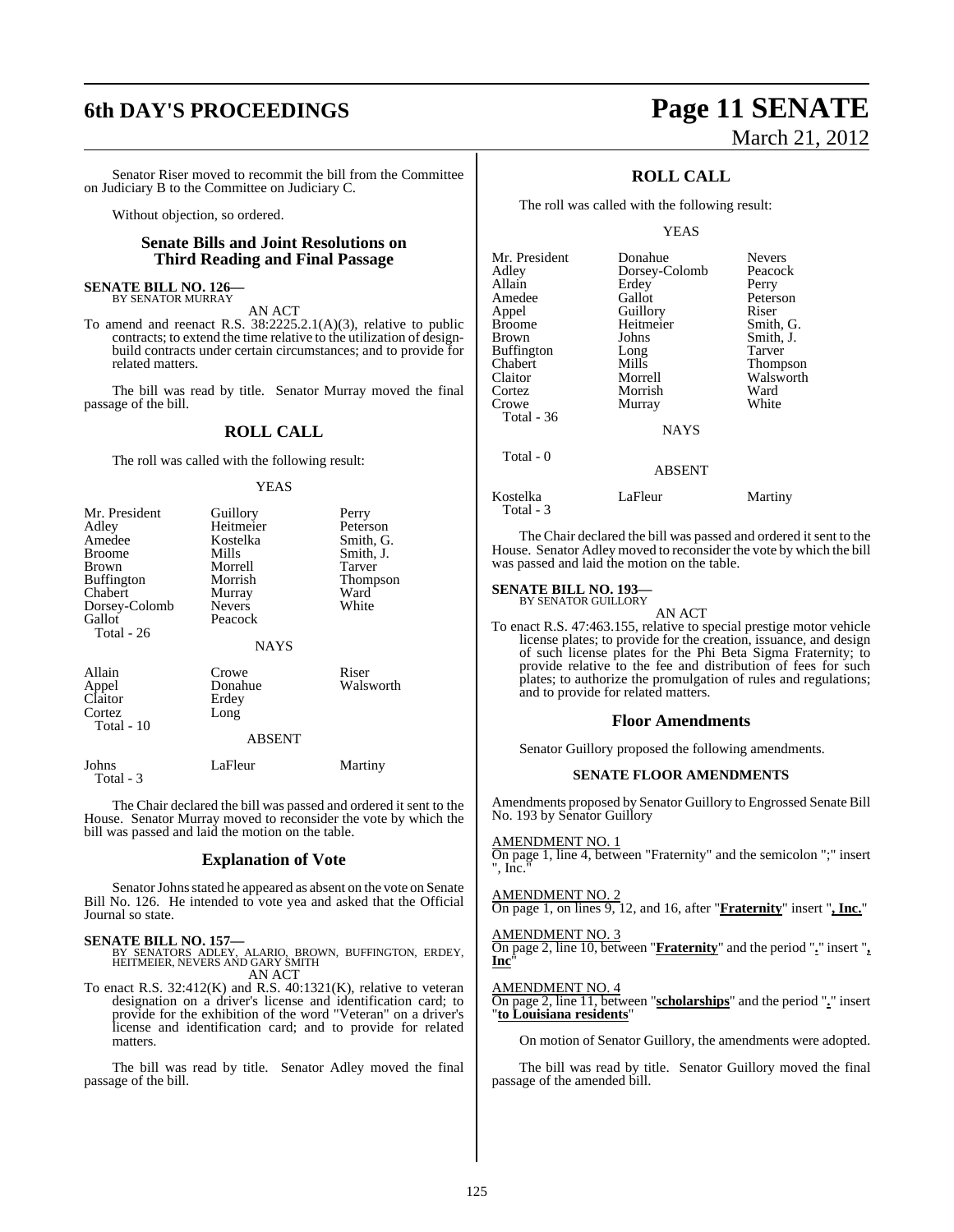Senator Riser moved to recommit the bill from the Committee on Judiciary B to the Committee on Judiciary C.

Without objection, so ordered.

## Senate Bills and Joint Resolutions on Third Reading and Final Passage

**SENATE BILL NO. 126—**
BY SENATOR MURRAY

AN ACT

To amend and reenact R.S. 38:2225.2.1(A)(3), relative to public contracts; to extend the time relative to the utilization of design-build contracts under certain circumstances; and to provide for related matters.

The bill was read by title. Senator Murray moved the final passage of the bill.

## ROLL CALL

The roll was called with the following result:

YEAS

| | | |
|---|---|---|
| Mr. President | Guillory | Perry |
| Adley | Heitmeier | Peterson |
| Amedee | Kostelka | Smith, G. |
| Broome | Mills | Smith, J. |
| Brown | Morrell | Tarver |
| Buffington | Morrish | Thompson |
| Chabert | Murray | Ward |
| Dorsey-Colomb | Nevers | White |
| Gallot | Peacock | |
| Total - 26 | | |

NAYS

| | | |
|---|---|---|
| Allain | Crowe | Riser |
| Appel | Donahue | Walsworth |
| Claitor | Erdey | |
| Cortez | Long | |
| Total - 10 | | |

ABSENT

| | | |
|---|---|---|
| Johns | LaFleur | Martiny |
| Total - 3 | | |

The Chair declared the bill was passed and ordered it sent to the House. Senator Murray moved to reconsider the vote by which the bill was passed and laid the motion on the table.

## Explanation of Vote

Senator Johns stated he appeared as absent on the vote on Senate Bill No. 126. He intended to vote yea and asked that the Official Journal so state.

**SENATE BILL NO. 157—**
BY SENATORS ADLEY, ALARIO, BROWN, BUFFINGTON, ERDEY, HEITMEIER, NEVERS AND GARY SMITH

AN ACT

To enact R.S. 32:412(K) and R.S. 40:1321(K), relative to veteran designation on a driver's license and identification card; to provide for the exhibition of the word "Veteran" on a driver's license and identification card; and to provide for related matters.

The bill was read by title. Senator Adley moved the final passage of the bill.

## ROLL CALL

The roll was called with the following result:

YEAS

| | | |
|---|---|---|
| Mr. President | Donahue | Nevers |
| Adley | Dorsey-Colomb | Peacock |
| Allain | Erdey | Perry |
| Amedee | Gallot | Peterson |
| Appel | Guillory | Riser |
| Broome | Heitmeier | Smith, G. |
| Brown | Johns | Smith, J. |
| Buffington | Long | Tarver |
| Chabert | Mills | Thompson |
| Claitor | Morrell | Walsworth |
| Cortez | Morrish | Ward |
| Crowe | Murray | White |
| Total - 36 | | |

NAYS

Total - 0

ABSENT

| | | |
|---|---|---|
| Kostelka | LaFleur | Martiny |
| Total - 3 | | |

The Chair declared the bill was passed and ordered it sent to the House. Senator Adley moved to reconsider the vote by which the bill was passed and laid the motion on the table.

**SENATE BILL NO. 193—**
BY SENATOR GUILLORY

AN ACT

To enact R.S. 47:463.155, relative to special prestige motor vehicle license plates; to provide for the creation, issuance, and design of such license plates for the Phi Beta Sigma Fraternity; to provide relative to the fee and distribution of fees for such plates; to authorize the promulgation of rules and regulations; and to provide for related matters.

## Floor Amendments

Senator Guillory proposed the following amendments.

### SENATE FLOOR AMENDMENTS

Amendments proposed by Senator Guillory to Engrossed Senate Bill No. 193 by Senator Guillory

AMENDMENT NO. 1
On page 1, line 4, between "Fraternity" and the semicolon ";" insert ", Inc."

AMENDMENT NO. 2
On page 1, on lines 9, 12, and 16, after "**Fraternity**" insert "**, Inc.**"

AMENDMENT NO. 3
On page 2, line 10, between "**Fraternity**" and the period "**.**" insert "**, Inc**"

AMENDMENT NO. 4
On page 2, line 11, between "**scholarships**" and the period "**.**" insert "**to Louisiana residents**"

On motion of Senator Guillory, the amendments were adopted.

The bill was read by title. Senator Guillory moved the final passage of the amended bill.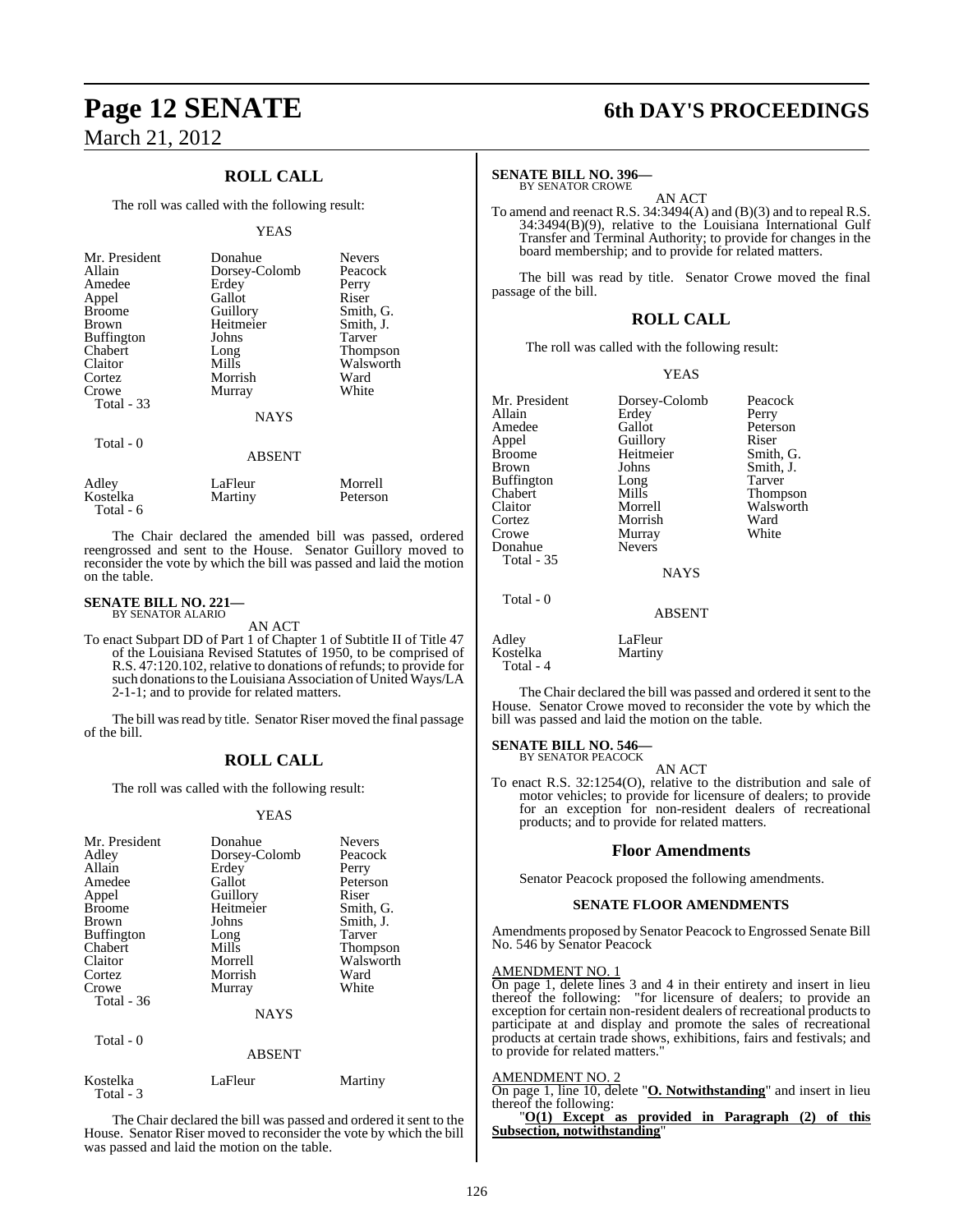## ROLL CALL

The roll was called with the following result:

YEAS

| | | |
|---|---|---|
| Mr. President | Donahue | Nevers |
| Allain | Dorsey-Colomb | Peacock |
| Amedee | Erdey | Perry |
| Appel | Gallot | Riser |
| Broome | Guillory | Smith, G. |
| Brown | Heitmeier | Smith, J. |
| Buffington | Johns | Tarver |
| Chabert | Long | Thompson |
| Claitor | Mills | Walsworth |
| Cortez | Morrish | Ward |
| Crowe | Murray | White |
| Total - 33 | | |

NAYS

Total - 0

ABSENT

| | | |
|---|---|---|
| Adley | LaFleur | Morrell |
| Kostelka | Martiny | Peterson |
| Total - 6 | | |

The Chair declared the amended bill was passed, ordered reengrossed and sent to the House. Senator Guillory moved to reconsider the vote by which the bill was passed and laid the motion on the table.

**SENATE BILL NO. 221—**
BY SENATOR ALARIO

AN ACT

To enact Subpart DD of Part 1 of Chapter 1 of Subtitle II of Title 47 of the Louisiana Revised Statutes of 1950, to be comprised of R.S. 47:120.102, relative to donations of refunds; to provide for such donations to the Louisiana Association of United Ways/LA 2-1-1; and to provide for related matters.

The bill was read by title. Senator Riser moved the final passage of the bill.

## ROLL CALL

The roll was called with the following result:

YEAS

| | | |
|---|---|---|
| Mr. President | Donahue | Nevers |
| Adley | Dorsey-Colomb | Peacock |
| Allain | Erdey | Perry |
| Amedee | Gallot | Peterson |
| Appel | Guillory | Riser |
| Broome | Heitmeier | Smith, G. |
| Brown | Johns | Smith, J. |
| Buffington | Long | Tarver |
| Chabert | Mills | Thompson |
| Claitor | Morrell | Walsworth |
| Cortez | Morrish | Ward |
| Crowe | Murray | White |
| Total - 36 | | |

NAYS

Total - 0

ABSENT

| | | |
|---|---|---|
| Kostelka | LaFleur | Martiny |
| Total - 3 | | |

The Chair declared the bill was passed and ordered it sent to the House. Senator Riser moved to reconsider the vote by which the bill was passed and laid the motion on the table.

**SENATE BILL NO. 396—**
BY SENATOR CROWE

AN ACT

To amend and reenact R.S. 34:3494(A) and (B)(3) and to repeal R.S. 34:3494(B)(9), relative to the Louisiana International Gulf Transfer and Terminal Authority; to provide for changes in the board membership; and to provide for related matters.

The bill was read by title. Senator Crowe moved the final passage of the bill.

## ROLL CALL

The roll was called with the following result:

YEAS

| | | |
|---|---|---|
| Mr. President | Dorsey-Colomb | Peacock |
| Allain | Erdey | Perry |
| Amedee | Gallot | Peterson |
| Appel | Guillory | Riser |
| Broome | Heitmeier | Smith, G. |
| Brown | Johns | Smith, J. |
| Buffington | Long | Tarver |
| Chabert | Mills | Thompson |
| Claitor | Morrell | Walsworth |
| Cortez | Morrish | Ward |
| Crowe | Murray | White |
| Donahue | Nevers | |
| Total - 35 | | |

NAYS

Total - 0

ABSENT

| | |
|---|---|
| Adley | LaFleur |
| Kostelka | Martiny |
| Total - 4 | |

The Chair declared the bill was passed and ordered it sent to the House. Senator Crowe moved to reconsider the vote by which the bill was passed and laid the motion on the table.

**SENATE BILL NO. 546—**
BY SENATOR PEACOCK

AN ACT

To enact R.S. 32:1254(O), relative to the distribution and sale of motor vehicles; to provide for licensure of dealers; to provide for an exception for non-resident dealers of recreational products; and to provide for related matters.

## Floor Amendments

Senator Peacock proposed the following amendments.

### SENATE FLOOR AMENDMENTS

Amendments proposed by Senator Peacock to Engrossed Senate Bill No. 546 by Senator Peacock

AMENDMENT NO. 1

On page 1, delete lines 3 and 4 in their entirety and insert in lieu thereof the following: "for licensure of dealers; to provide an exception for certain non-resident dealers of recreational products to participate at and display and promote the sales of recreational products at certain trade shows, exhibitions, fairs and festivals; and to provide for related matters."

AMENDMENT NO. 2

On page 1, line 10, delete "**O. Notwithstanding**" and insert in lieu thereof the following:

"**O(1) Except as provided in Paragraph (2) of this Subsection, notwithstanding**"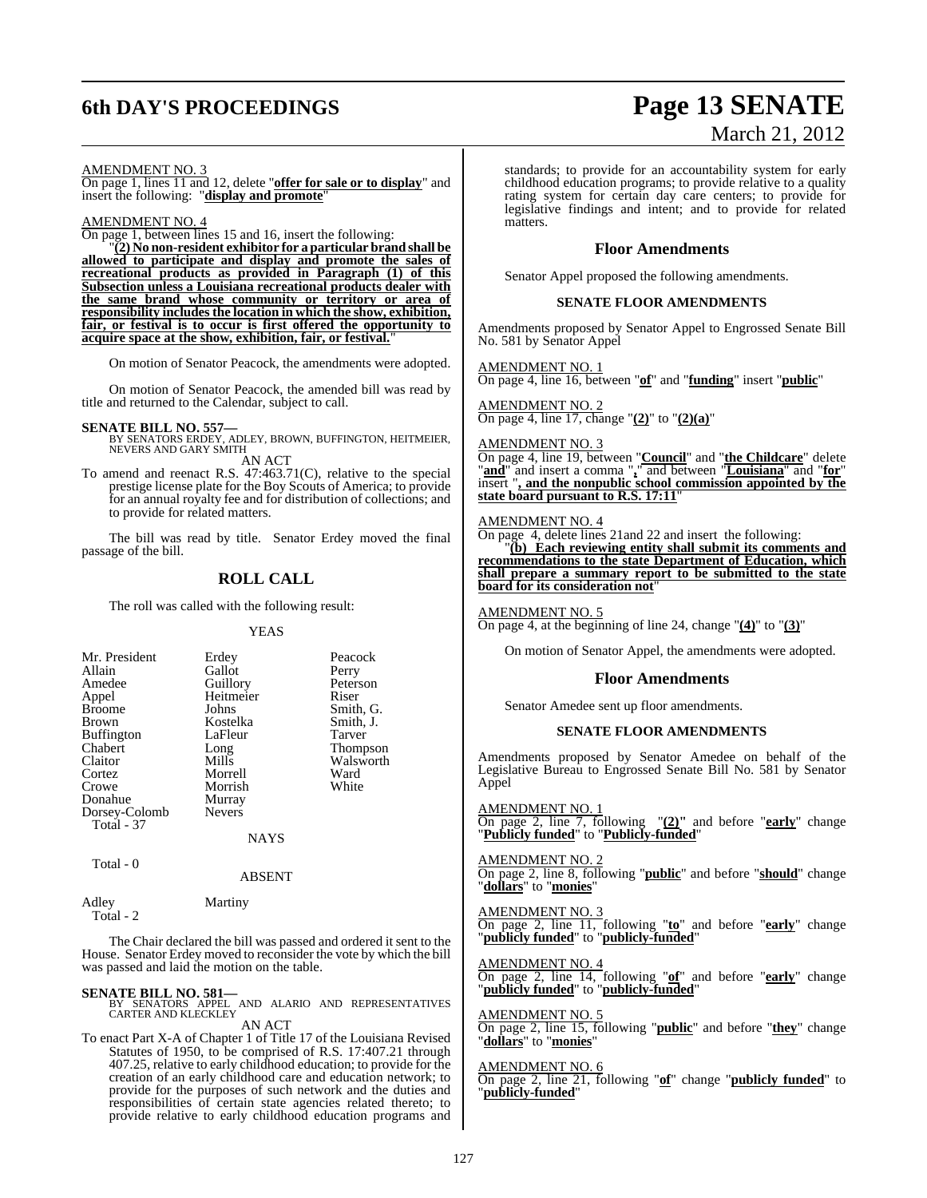AMENDMENT NO. 3

On page 1, lines 11 and 12, delete "**offer for sale or to display**" and insert the following: "**display and promote**"

AMENDMENT NO. 4

On page 1, between lines 15 and 16, insert the following:

"**(2) No non-resident exhibitor for a particular brand shall be allowed to participate and display and promote the sales of recreational products as provided in Paragraph (1) of this Subsection unless a Louisiana recreational products dealer with the same brand whose community or territory or area of responsibility includes the location in which the show, exhibition, fair, or festival is to occur is first offered the opportunity to acquire space at the show, exhibition, fair, or festival.**"

On motion of Senator Peacock, the amendments were adopted.

On motion of Senator Peacock, the amended bill was read by title and returned to the Calendar, subject to call.

**SENATE BILL NO. 557—**
BY SENATORS ERDEY, ADLEY, BROWN, BUFFINGTON, HEITMEIER, NEVERS AND GARY SMITH

AN ACT

To amend and reenact R.S. 47:463.71(C), relative to the special prestige license plate for the Boy Scouts of America; to provide for an annual royalty fee and for distribution of collections; and to provide for related matters.

The bill was read by title. Senator Erdey moved the final passage of the bill.

## ROLL CALL

The roll was called with the following result:

YEAS

| | | |
|---|---|---|
| Mr. President | Erdey | Peacock |
| Allain | Gallot | Perry |
| Amedee | Guillory | Peterson |
| Appel | Heitmeier | Riser |
| Broome | Johns | Smith, G. |
| Brown | Kostelka | Smith, J. |
| Buffington | LaFleur | Tarver |
| Chabert | Long | Thompson |
| Claitor | Mills | Walsworth |
| Cortez | Morrell | Ward |
| Crowe | Morrish | White |
| Donahue | Murray | |
| Dorsey-Colomb | Nevers | |
| Total - 37 | | |

NAYS

Total - 0

ABSENT

| | |
|---|---|
| Adley | Martiny |
| Total - 2 | |

The Chair declared the bill was passed and ordered it sent to the House. Senator Erdey moved to reconsider the vote by which the bill was passed and laid the motion on the table.

**SENATE BILL NO. 581—**
BY SENATORS APPEL AND ALARIO AND REPRESENTATIVES CARTER AND KLECKLEY

AN ACT

To enact Part X-A of Chapter 1 of Title 17 of the Louisiana Revised Statutes of 1950, to be comprised of R.S. 17:407.21 through 407.25, relative to early childhood education; to provide for the creation of an early childhood care and education network; to provide for the purposes of such network and the duties and responsibilities of certain state agencies related thereto; to provide relative to early childhood education programs and standards; to provide for an accountability system for early childhood education programs; to provide relative to a quality rating system for certain day care centers; to provide for legislative findings and intent; and to provide for related matters.

## Floor Amendments

Senator Appel proposed the following amendments.

### SENATE FLOOR AMENDMENTS

Amendments proposed by Senator Appel to Engrossed Senate Bill No. 581 by Senator Appel

AMENDMENT NO. 1

On page 4, line 16, between "**of**" and "**funding**" insert "**public**"

AMENDMENT NO. 2

On page 4, line 17, change "**(2)**" to "**(2)(a)**"

AMENDMENT NO. 3

On page 4, line 19, between "**Council**" and "**the Childcare**" delete "**and**" and insert a comma "**,**" and between "**Louisiana**" and "**for**" insert "**, and the nonpublic school commission appointed by the state board pursuant to R.S. 17:11**"

AMENDMENT NO. 4

On page 4, delete lines 21and 22 and insert the following:

"**(b) Each reviewing entity shall submit its comments and recommendations to the state Department of Education, which shall prepare a summary report to be submitted to the state board for its consideration not**"

AMENDMENT NO. 5

On page 4, at the beginning of line 24, change "**(4)**" to "**(3)**"

On motion of Senator Appel, the amendments were adopted.

## Floor Amendments

Senator Amedee sent up floor amendments.

### SENATE FLOOR AMENDMENTS

Amendments proposed by Senator Amedee on behalf of the Legislative Bureau to Engrossed Senate Bill No. 581 by Senator Appel

AMENDMENT NO. 1

On page 2, line 7, following "**(2)**" and before "**early**" change "**Publicly funded**" to "**Publicly-funded**"

AMENDMENT NO. 2

On page 2, line 8, following "**public**" and before "**should**" change "**dollars**" to "**monies**"

AMENDMENT NO. 3

On page 2, line 11, following "**to**" and before "**early**" change "**publicly funded**" to "**publicly-funded**"

AMENDMENT NO. 4

On page 2, line 14, following "**of**" and before "**early**" change "**publicly funded**" to "**publicly-funded**"

AMENDMENT NO. 5

On page 2, line 15, following "**public**" and before "**they**" change "**dollars**" to "**monies**"

AMENDMENT NO. 6

On page 2, line 21, following "**of**" change "**publicly funded**" to "**publicly-funded**"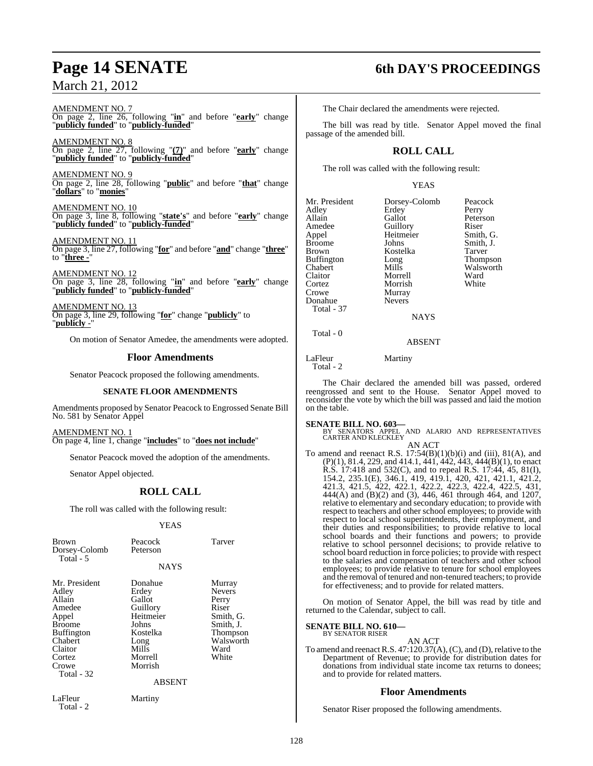AMENDMENT NO. 7
On page 2, line 26, following "**in**" and before "**early**" change "**publicly funded**" to "**publicly-funded**"

AMENDMENT NO. 8
On page 2, line 27, following "**(7)**" and before "**early**" change "**publicly funded**" to "**publicly-funded**"

AMENDMENT NO. 9
On page 2, line 28, following "**public**" and before "**that**" change "**dollars**" to "**monies**"

AMENDMENT NO. 10
On page 3, line 8, following "**state's**" and before "**early**" change "**publicly funded**" to "**publicly-funded**"

AMENDMENT NO. 11
On page 3, line 27, following "**for**" and before "**and**" change "**three**" to "**three -**"

AMENDMENT NO. 12
On page 3, line 28, following "**in**" and before "**early**" change "**publicly funded**" to "**publicly-funded**"

AMENDMENT NO. 13
On page 3, line 29, following "**for**" change "**publicly**" to "**publicly -**"

On motion of Senator Amedee, the amendments were adopted.

## Floor Amendments

Senator Peacock proposed the following amendments.

### SENATE FLOOR AMENDMENTS

Amendments proposed by Senator Peacock to Engrossed Senate Bill No. 581 by Senator Appel

AMENDMENT NO. 1
On page 4, line 1, change "**includes**" to "**does not include**"

Senator Peacock moved the adoption of the amendments.

Senator Appel objected.

## ROLL CALL

The roll was called with the following result:

YEAS

| | | |
|---|---|---|
| Brown | Peacock | Tarver |
| Dorsey-Colomb | Peterson | |
| Total - 5 | | |

NAYS

| | | |
|---|---|---|
| Mr. President | Donahue | Murray |
| Adley | Erdey | Nevers |
| Allain | Gallot | Perry |
| Amedee | Guillory | Riser |
| Appel | Heitmeier | Smith, G. |
| Broome | Johns | Smith, J. |
| Buffington | Kostelka | Thompson |
| Chabert | Long | Walsworth |
| Claitor | Mills | Ward |
| Cortez | Morrell | White |
| Crowe | Morrish | |
| Total - 32 | | |

ABSENT

| | |
|---|---|
| LaFleur | Martiny |
| Total - 2 | |

The Chair declared the amendments were rejected.

The bill was read by title. Senator Appel moved the final passage of the amended bill.

## ROLL CALL

The roll was called with the following result:

YEAS

| | | |
|---|---|---|
| Mr. President | Dorsey-Colomb | Peacock |
| Adley | Erdey | Perry |
| Allain | Gallot | Peterson |
| Amedee | Guillory | Riser |
| Appel | Heitmeier | Smith, G. |
| Broome | Johns | Smith, J. |
| Brown | Kostelka | Tarver |
| Buffington | Long | Thompson |
| Chabert | Mills | Walsworth |
| Claitor | Morrell | Ward |
| Cortez | Morrish | White |
| Crowe | Murray | |
| Donahue | Nevers | |
| Total - 37 | | |

NAYS

Total - 0

ABSENT

| | |
|---|---|
| LaFleur | Martiny |
| Total - 2 | |

The Chair declared the amended bill was passed, ordered reengrossed and sent to the House. Senator Appel moved to reconsider the vote by which the bill was passed and laid the motion on the table.

**SENATE BILL NO. 603—**
BY SENATORS APPEL AND ALARIO AND REPRESENTATIVES CARTER AND KLECKLEY

AN ACT

To amend and reenact R.S. 17:54(B)(1)(b)(i) and (iii), 81(A), and (P)(1), 81.4, 229, and 414.1, 441, 442, 443, 444(B)(1), to enact R.S. 17:418 and 532(C), and to repeal R.S. 17:44, 45, 81(I), 154.2, 235.1(E), 346.1, 419, 419.1, 420, 421, 421.1, 421.2, 421.3, 421.5, 422, 422.1, 422.2, 422.3, 422.4, 422.5, 431, 444(A) and (B)(2) and (3), 446, 461 through 464, and 1207, relative to elementary and secondary education; to provide with respect to teachers and other school employees; to provide with respect to local school superintendents, their employment, and their duties and responsibilities; to provide relative to local school boards and their functions and powers; to provide relative to school personnel decisions; to provide relative to school board reduction in force policies; to provide with respect to the salaries and compensation of teachers and other school employees; to provide relative to tenure for school employees and the removal of tenured and non-tenured teachers; to provide for effectiveness; and to provide for related matters.

On motion of Senator Appel, the bill was read by title and returned to the Calendar, subject to call.

**SENATE BILL NO. 610—**
BY SENATOR RISER

AN ACT

To amend and reenact R.S. 47:120.37(A), (C), and (D), relative to the Department of Revenue; to provide for distribution dates for donations from individual state income tax returns to donees; and to provide for related matters.

## Floor Amendments

Senator Riser proposed the following amendments.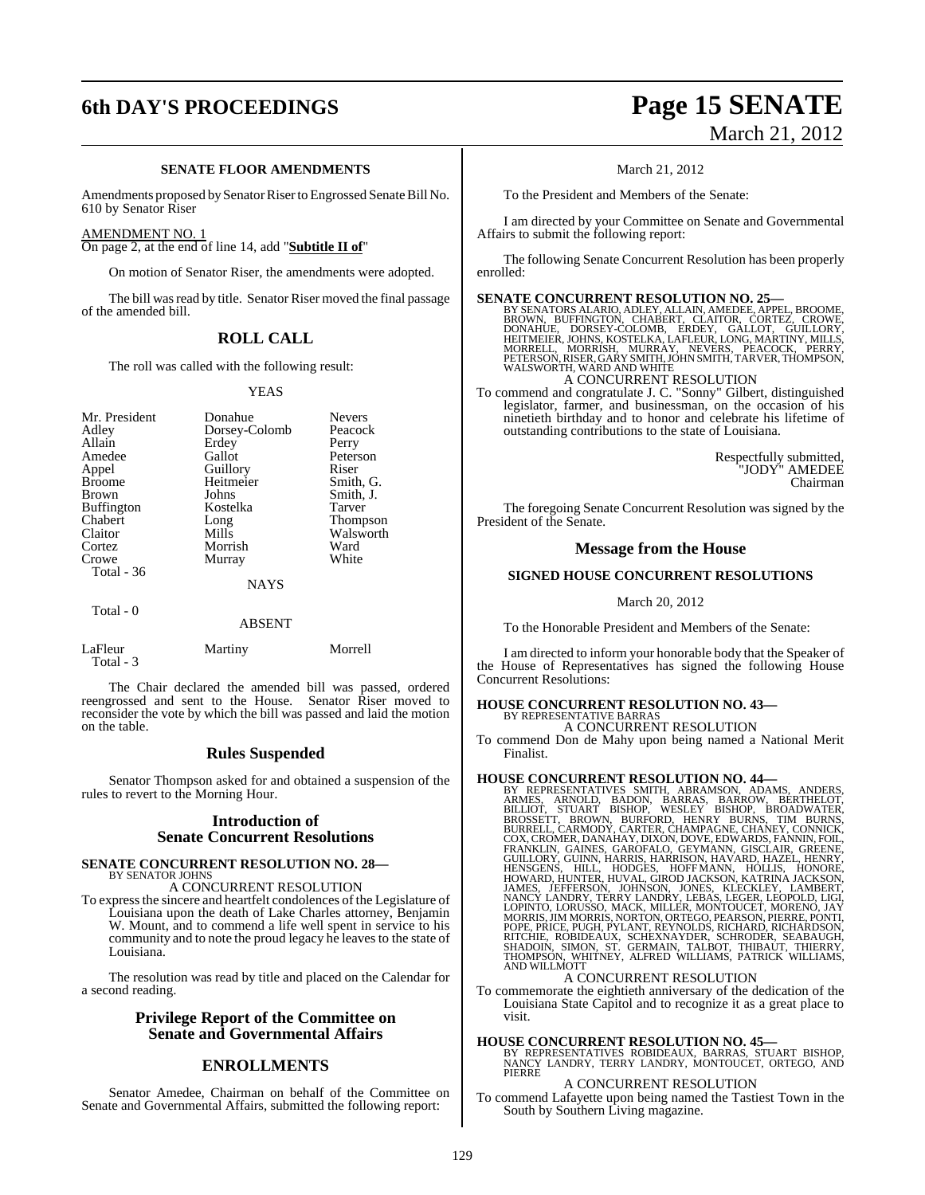### SENATE FLOOR AMENDMENTS

Amendments proposed by Senator Riser to Engrossed Senate Bill No. 610 by Senator Riser

AMENDMENT NO. 1
On page 2, at the end of line 14, add "**Subtitle II of**"

On motion of Senator Riser, the amendments were adopted.

The bill was read by title. Senator Riser moved the final passage of the amended bill.

## ROLL CALL

The roll was called with the following result:

YEAS

| | | |
|---|---|---|
| Mr. President | Donahue | Nevers |
| Adley | Dorsey-Colomb | Peacock |
| Allain | Erdey | Perry |
| Amedee | Gallot | Peterson |
| Appel | Guillory | Riser |
| Broome | Heitmeier | Smith, G. |
| Brown | Johns | Smith, J. |
| Buffington | Kostelka | Tarver |
| Chabert | Long | Thompson |
| Claitor | Mills | Walsworth |
| Cortez | Morrish | Ward |
| Crowe | Murray | White |

Total - 36

NAYS

Total - 0

ABSENT

| | | |
|---|---|---|
| LaFleur | Martiny | Morrell |

Total - 3

The Chair declared the amended bill was passed, ordered reengrossed and sent to the House. Senator Riser moved to reconsider the vote by which the bill was passed and laid the motion on the table.

## Rules Suspended

Senator Thompson asked for and obtained a suspension of the rules to revert to the Morning Hour.

## Introduction of Senate Concurrent Resolutions

**SENATE CONCURRENT RESOLUTION NO. 28—**
BY SENATOR JOHNS
A CONCURRENT RESOLUTION
To express the sincere and heartfelt condolences of the Legislature of Louisiana upon the death of Lake Charles attorney, Benjamin W. Mount, and to commend a life well spent in service to his community and to note the proud legacy he leaves to the state of Louisiana.

The resolution was read by title and placed on the Calendar for a second reading.

## Privilege Report of the Committee on Senate and Governmental Affairs

## ENROLLMENTS

Senator Amedee, Chairman on behalf of the Committee on Senate and Governmental Affairs, submitted the following report:

March 21, 2012

To the President and Members of the Senate:

I am directed by your Committee on Senate and Governmental Affairs to submit the following report:

The following Senate Concurrent Resolution has been properly enrolled:

**SENATE CONCURRENT RESOLUTION NO. 25—**
BY SENATORS ALARIO, ADLEY, ALLAIN, AMEDEE, APPEL, BROOME, BROWN, BUFFINGTON, CHABERT, CLAITOR, CORTEZ, CROWE, DONAHUE, DORSEY-COLOMB, ERDEY, GALLOT, GUILLORY, HEITMEIER, JOHNS, KOSTELKA, LAFLEUR, LONG, MARTINY, MILLS, MORRELL, MORRISH, MURRAY, NEVERS, PEACOCK, PERRY, PETERSON, RISER, GARY SMITH, JOHN SMITH, TARVER, THOMPSON, WALSWORTH, WARD AND WHITE
A CONCURRENT RESOLUTION
To commend and congratulate J. C. "Sonny" Gilbert, distinguished legislator, farmer, and businessman, on the occasion of his ninetieth birthday and to honor and celebrate his lifetime of outstanding contributions to the state of Louisiana.

Respectfully submitted,
"JODY" AMEDEE
Chairman

The foregoing Senate Concurrent Resolution was signed by the President of the Senate.

## Message from the House

### SIGNED HOUSE CONCURRENT RESOLUTIONS

March 20, 2012

To the Honorable President and Members of the Senate:

I am directed to inform your honorable body that the Speaker of the House of Representatives has signed the following House Concurrent Resolutions:

**HOUSE CONCURRENT RESOLUTION NO. 43—**
BY REPRESENTATIVE BARRAS
A CONCURRENT RESOLUTION
To commend Don de Mahy upon being named a National Merit Finalist.

**HOUSE CONCURRENT RESOLUTION NO. 44—**
BY REPRESENTATIVES SMITH, ABRAMSON, ADAMS, ANDERS, ARMES, ARNOLD, BADON, BARRAS, BARROW, BERTHELOT, BILLIOT, STUART BISHOP, WESLEY BISHOP, BROADWATER, BROSSETT, BROWN, BURFORD, HENRY BURNS, TIM BURNS, BURRELL, CARMODY, CARTER, CHAMPAGNE, CHANEY, CONNICK, COX, CROMER, DANAHAY, DIXON, DOVE, EDWARDS, FANNIN, FOIL, FRANKLIN, GAINES, GAROFALO, GEYMANN, GISCLAIR, GREENE, GUILLORY, GUINN, HARRIS, HARRISON, HAVARD, HAZEL, HENRY, HENSGENS, HILL, HODGES, HOFFMANN, HOLLIS, HONORE, HOWARD, HUNTER, HUVAL, GIROD JACKSON, KATRINA JACKSON, JAMES, JEFFERSON, JOHNSON, JONES, KLECKLEY, LAMBERT, NANCY LANDRY, TERRY LANDRY, LEBAS, LEGER, LEOPOLD, LIGI, LOPINTO, LORUSSO, MACK, MILLER, MONTOUCET, MORENO, JAY MORRIS, JIM MORRIS, NORTON, ORTEGO, PEARSON, PIERRE, PONTI, POPE, PRICE, PUGH, PYLANT, REYNOLDS, RICHARD, RICHARDSON, RITCHIE, ROBIDEAUX, SCHEXNAYDER, SCHRODER, SEABAUGH, SHADOIN, SIMON, ST. GERMAIN, TALBOT, THIBAUT, THIERRY, THOMPSON, WHITNEY, ALFRED WILLIAMS, PATRICK WILLIAMS, AND WILLMOTT
A CONCURRENT RESOLUTION
To commemorate the eightieth anniversary of the dedication of the Louisiana State Capitol and to recognize it as a great place to visit.

**HOUSE CONCURRENT RESOLUTION NO. 45—**
BY REPRESENTATIVES ROBIDEAUX, BARRAS, STUART BISHOP, NANCY LANDRY, TERRY LANDRY, MONTOUCET, ORTEGO, AND PIERRE
A CONCURRENT RESOLUTION
To commend Lafayette upon being named the Tastiest Town in the South by Southern Living magazine.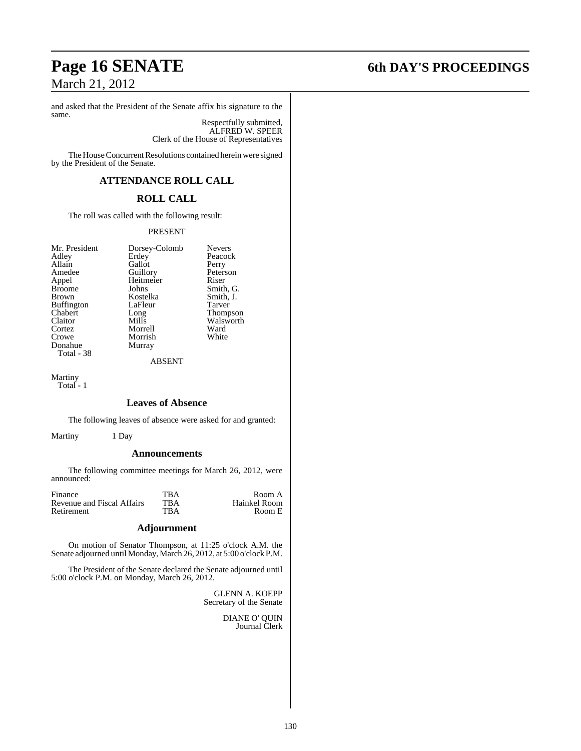and asked that the President of the Senate affix his signature to the same.

Respectfully submitted,
ALFRED W. SPEER
Clerk of the House of Representatives

The House Concurrent Resolutions contained herein were signed by the President of the Senate.

## ATTENDANCE ROLL CALL

## ROLL CALL

The roll was called with the following result:

PRESENT

| | | |
|---|---|---|
| Mr. President | Dorsey-Colomb | Nevers |
| Adley | Erdey | Peacock |
| Allain | Gallot | Perry |
| Amedee | Guillory | Peterson |
| Appel | Heitmeier | Riser |
| Broome | Johns | Smith, G. |
| Brown | Kostelka | Smith, J. |
| Buffington | LaFleur | Tarver |
| Chabert | Long | Thompson |
| Claitor | Mills | Walsworth |
| Cortez | Morrell | Ward |
| Crowe | Morrish | White |
| Donahue | Murray | |

Total - 38

ABSENT

Martiny
Total - 1

### Leaves of Absence

The following leaves of absence were asked for and granted:

Martiny 1 Day

### Announcements

The following committee meetings for March 26, 2012, were announced:

| | | |
|---|---|---|
| Finance | TBA | Room A |
| Revenue and Fiscal Affairs | TBA | Hainkel Room |
| Retirement | TBA | Room E |

### Adjournment

On motion of Senator Thompson, at 11:25 o'clock A.M. the Senate adjourned until Monday, March 26, 2012, at 5:00 o'clock P.M.

The President of the Senate declared the Senate adjourned until 5:00 o'clock P.M. on Monday, March 26, 2012.

GLENN A. KOEPP
Secretary of the Senate

DIANE O' QUIN
Journal Clerk